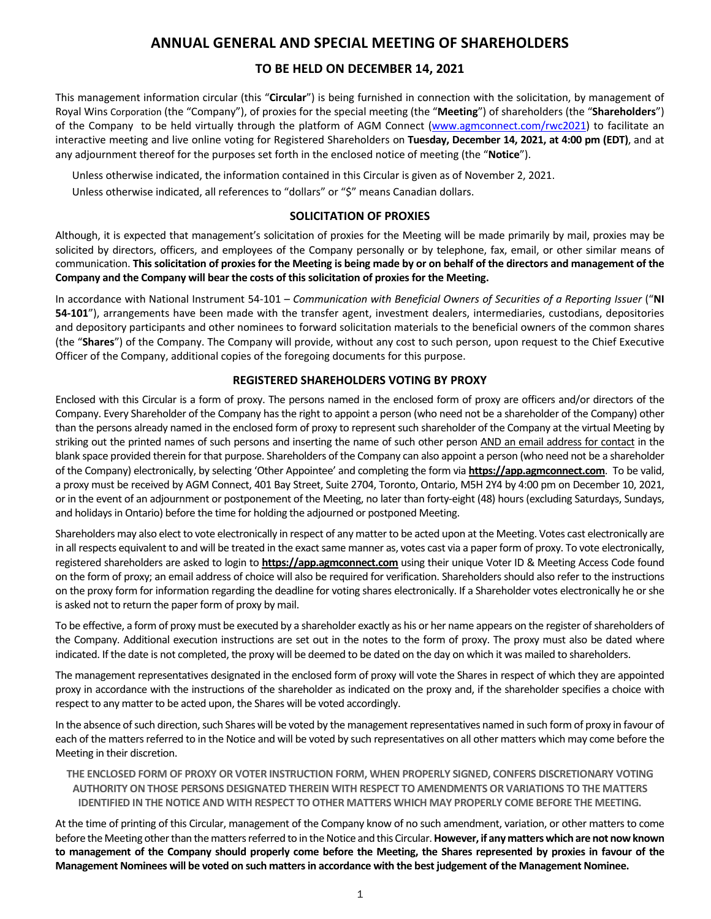# ANNUAL GENERAL AND SPECIAL MEETING OF SHAREHOLDERS

## TO BE HELD ON DECEMBER 14, 2021

This management information circular (this "**Circular**") is being furnished in connection with the solicitation, by management of Royal Wins Corporation (the "Company"), of proxies for the special meeting (the "**Meeting**") of shareholders (the "**Shareholders**") of the Company to be held virtually through the platform of AGM Connect (www.agmconnect.com/rwc2021) to facilitate an interactive meeting and live online voting for Registered Shareholders on **Tuesday, December 14, 2021, at 4:00 pm (EDT)**, and at any adjournment thereof for the purposes set forth in the enclosed notice of meeting (the "**Notice**").

Unless otherwise indicated, the information contained in this Circular is given as of November 2, 2021.

Unless otherwise indicated, all references to "dollars" or "$" means Canadian dollars.

### SOLICITATION OF PROXIES

Although, it is expected that management's solicitation of proxies for the Meeting will be made primarily by mail, proxies may be solicited by directors, officers, and employees of the Company personally or by telephone, fax, email, or other similar means of communication. **This solicitation of proxies for the Meeting is being made by or on behalf of the directors and management of the Company and the Company will bear the costs of this solicitation of proxies for the Meeting.**

In accordance with National Instrument 54-101 – *Communication with Beneficial Owners of Securities of a Reporting Issuer* ("**NI 54-101**"), arrangements have been made with the transfer agent, investment dealers, intermediaries, custodians, depositories and depository participants and other nominees to forward solicitation materials to the beneficial owners of the common shares (the "**Shares**") of the Company. The Company will provide, without any cost to such person, upon request to the Chief Executive Officer of the Company, additional copies of the foregoing documents for this purpose.

### REGISTERED SHAREHOLDERS VOTING BY PROXY

Enclosed with this Circular is a form of proxy. The persons named in the enclosed form of proxy are officers and/or directors of the Company. Every Shareholder of the Company has the right to appoint a person (who need not be a shareholder of the Company) other than the persons already named in the enclosed form of proxy to represent such shareholder of the Company at the virtual Meeting by striking out the printed names of such persons and inserting the name of such other person AND an email address for contact in the blank space provided therein for that purpose. Shareholders of the Company can also appoint a person (who need not be a shareholder of the Company) electronically, by selecting 'Other Appointee' and completing the form via **https://app.agmconnect.com**. To be valid, a proxy must be received by AGM Connect, 401 Bay Street, Suite 2704, Toronto, Ontario, M5H 2Y4 by 4:00 pm on December 10, 2021, or in the event of an adjournment or postponement of the Meeting, no later than forty-eight (48) hours (excluding Saturdays, Sundays, and holidays in Ontario) before the time for holding the adjourned or postponed Meeting.

Shareholders may also elect to vote electronically in respect of any matter to be acted upon at the Meeting. Votes cast electronically are in all respects equivalent to and will be treated in the exact same manner as, votes cast via a paper form of proxy. To vote electronically, registered shareholders are asked to login to **https://app.agmconnect.com** using their unique Voter ID & Meeting Access Code found on the form of proxy; an email address of choice will also be required for verification. Shareholders should also refer to the instructions on the proxy form for information regarding the deadline for voting shares electronically. If a Shareholder votes electronically he or she is asked not to return the paper form of proxy by mail.

To be effective, a form of proxy must be executed by a shareholder exactly as his or her name appears on the register of shareholders of the Company. Additional execution instructions are set out in the notes to the form of proxy. The proxy must also be dated where indicated. If the date is not completed, the proxy will be deemed to be dated on the day on which it was mailed to shareholders.

The management representatives designated in the enclosed form of proxy will vote the Shares in respect of which they are appointed proxy in accordance with the instructions of the shareholder as indicated on the proxy and, if the shareholder specifies a choice with respect to any matter to be acted upon, the Shares will be voted accordingly.

In the absence of such direction, such Shares will be voted by the management representatives named in such form of proxy in favour of each of the matters referred to in the Notice and will be voted by such representatives on all other matters which may come before the Meeting in their discretion.

**THE ENCLOSED FORM OF PROXY OR VOTER INSTRUCTION FORM, WHEN PROPERLY SIGNED, CONFERS DISCRETIONARY VOTING AUTHORITY ON THOSE PERSONS DESIGNATED THEREIN WITH RESPECT TO AMENDMENTS OR VARIATIONS TO THE MATTERS IDENTIFIED IN THE NOTICE AND WITH RESPECT TO OTHER MATTERS WHICH MAY PROPERLY COME BEFORE THE MEETING.**

At the time of printing of this Circular, management of the Company know of no such amendment, variation, or other matters to come before the Meeting other than the matters referred to in the Notice and this Circular. **However, if any matters which are not now known to management of the Company should properly come before the Meeting, the Shares represented by proxies in favour of the Management Nominees will be voted on such matters in accordance with the best judgement of the Management Nominee.**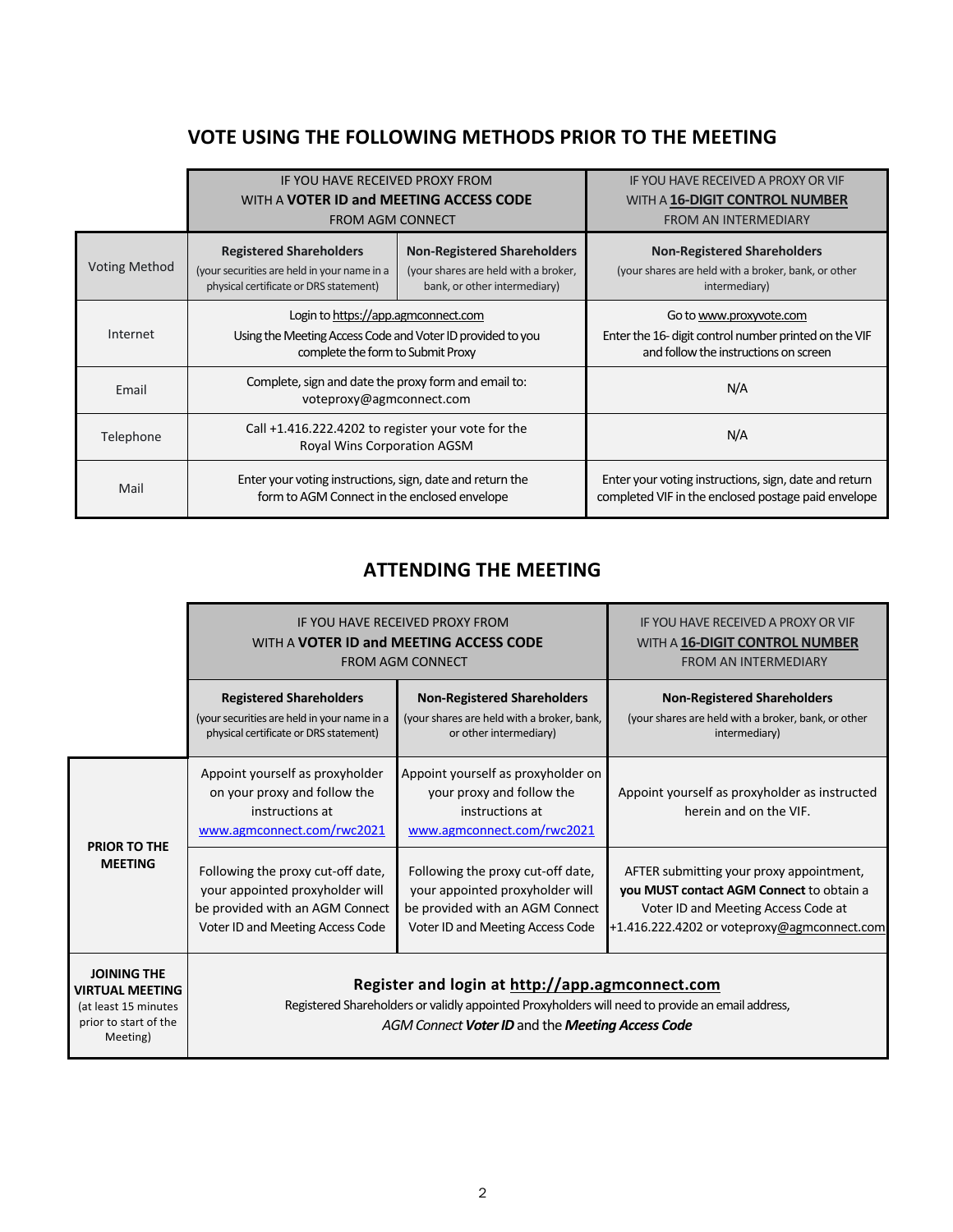## VOTE USING THE FOLLOWING METHODS PRIOR TO THE MEETING

| | IF YOU HAVE RECEIVED PROXY FROM WITH A **VOTER ID and MEETING ACCESS CODE** FROM AGM CONNECT | | IF YOU HAVE RECEIVED A PROXY OR VIF WITH A **16-DIGIT CONTROL NUMBER** FROM AN INTERMEDIARY |
|---|---|---|---|
| Voting Method | **Registered Shareholders** (your securities are held in your name in a physical certificate or DRS statement) | **Non-Registered Shareholders** (your shares are held with a broker, bank, or other intermediary) | **Non-Registered Shareholders** (your shares are held with a broker, bank, or other intermediary) |
| Internet | Login to https://app.agmconnect.com Using the Meeting Access Code and Voter ID provided to you complete the form to Submit Proxy | | Go to www.proxyvote.com Enter the 16- digit control number printed on the VIF and follow the instructions on screen |
| Email | Complete, sign and date the proxy form and email to: voteproxy@agmconnect.com | | N/A |
| Telephone | Call +1.416.222.4202 to register your vote for the Royal Wins Corporation AGSM | | N/A |
| Mail | Enter your voting instructions, sign, date and return the form to AGM Connect in the enclosed envelope | | Enter your voting instructions, sign, date and return completed VIF in the enclosed postage paid envelope |

## ATTENDING THE MEETING

| | IF YOU HAVE RECEIVED PROXY FROM WITH A **VOTER ID and MEETING ACCESS CODE** FROM AGM CONNECT | | IF YOU HAVE RECEIVED A PROXY OR VIF WITH A **16-DIGIT CONTROL NUMBER** FROM AN INTERMEDIARY |
|---|---|---|---|
| | **Registered Shareholders** (your securities are held in your name in a physical certificate or DRS statement) | **Non-Registered Shareholders** (your shares are held with a broker, bank, or other intermediary) | **Non-Registered Shareholders** (your shares are held with a broker, bank, or other intermediary) |
| **PRIOR TO THE MEETING** | Appoint yourself as proxyholder on your proxy and follow the instructions at www.agmconnect.com/rwc2021 | Appoint yourself as proxyholder on your proxy and follow the instructions at www.agmconnect.com/rwc2021 | Appoint yourself as proxyholder as instructed herein and on the VIF. |
| | Following the proxy cut-off date, your appointed proxyholder will be provided with an AGM Connect Voter ID and Meeting Access Code | Following the proxy cut-off date, your appointed proxyholder will be provided with an AGM Connect Voter ID and Meeting Access Code | AFTER submitting your proxy appointment, **you MUST contact AGM Connect** to obtain a Voter ID and Meeting Access Code at +1.416.222.4202 or voteproxy@agmconnect.com |
| **JOINING THE VIRTUAL MEETING** (at least 15 minutes prior to start of the Meeting) | **Register and login at http://app.agmconnect.com** Registered Shareholders or validly appointed Proxyholders will need to provide an email address, *AGM Connect **Voter ID** and the **Meeting Access Code*** | | |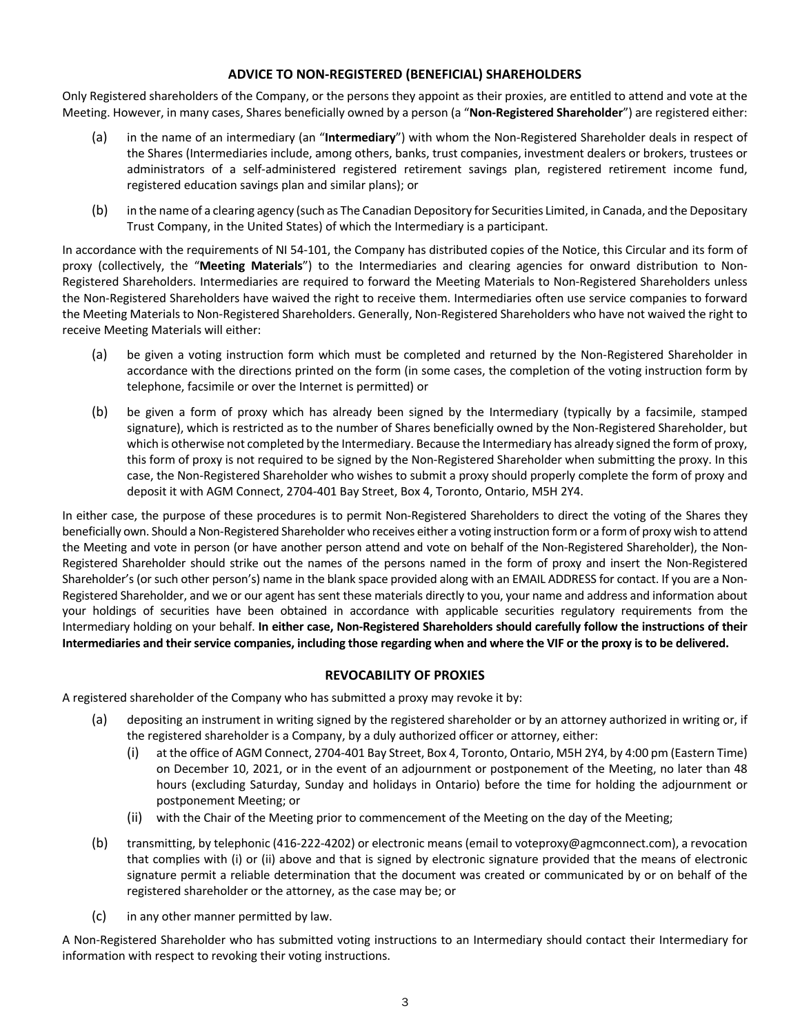## ADVICE TO NON-REGISTERED (BENEFICIAL) SHAREHOLDERS

Only Registered shareholders of the Company, or the persons they appoint as their proxies, are entitled to attend and vote at the Meeting. However, in many cases, Shares beneficially owned by a person (a "**Non-Registered Shareholder**") are registered either:

(a) in the name of an intermediary (an "**Intermediary**") with whom the Non-Registered Shareholder deals in respect of the Shares (Intermediaries include, among others, banks, trust companies, investment dealers or brokers, trustees or administrators of a self-administered registered retirement savings plan, registered retirement income fund, registered education savings plan and similar plans); or

(b) in the name of a clearing agency (such as The Canadian Depository for Securities Limited, in Canada, and the Depositary Trust Company, in the United States) of which the Intermediary is a participant.

In accordance with the requirements of NI 54-101, the Company has distributed copies of the Notice, this Circular and its form of proxy (collectively, the "**Meeting Materials**") to the Intermediaries and clearing agencies for onward distribution to Non-Registered Shareholders. Intermediaries are required to forward the Meeting Materials to Non-Registered Shareholders unless the Non-Registered Shareholders have waived the right to receive them. Intermediaries often use service companies to forward the Meeting Materials to Non-Registered Shareholders. Generally, Non-Registered Shareholders who have not waived the right to receive Meeting Materials will either:

(a) be given a voting instruction form which must be completed and returned by the Non-Registered Shareholder in accordance with the directions printed on the form (in some cases, the completion of the voting instruction form by telephone, facsimile or over the Internet is permitted) or

(b) be given a form of proxy which has already been signed by the Intermediary (typically by a facsimile, stamped signature), which is restricted as to the number of Shares beneficially owned by the Non-Registered Shareholder, but which is otherwise not completed by the Intermediary. Because the Intermediary has already signed the form of proxy, this form of proxy is not required to be signed by the Non-Registered Shareholder when submitting the proxy. In this case, the Non-Registered Shareholder who wishes to submit a proxy should properly complete the form of proxy and deposit it with AGM Connect, 2704-401 Bay Street, Box 4, Toronto, Ontario, M5H 2Y4.

In either case, the purpose of these procedures is to permit Non-Registered Shareholders to direct the voting of the Shares they beneficially own. Should a Non-Registered Shareholder who receives either a voting instruction form or a form of proxy wish to attend the Meeting and vote in person (or have another person attend and vote on behalf of the Non-Registered Shareholder), the Non-Registered Shareholder should strike out the names of the persons named in the form of proxy and insert the Non-Registered Shareholder's (or such other person's) name in the blank space provided along with an EMAIL ADDRESS for contact. If you are a Non-Registered Shareholder, and we or our agent has sent these materials directly to you, your name and address and information about your holdings of securities have been obtained in accordance with applicable securities regulatory requirements from the Intermediary holding on your behalf. **In either case, Non-Registered Shareholders should carefully follow the instructions of their Intermediaries and their service companies, including those regarding when and where the VIF or the proxy is to be delivered.**

## REVOCABILITY OF PROXIES

A registered shareholder of the Company who has submitted a proxy may revoke it by:

(a) depositing an instrument in writing signed by the registered shareholder or by an attorney authorized in writing or, if the registered shareholder is a Company, by a duly authorized officer or attorney, either:

  (i) at the office of AGM Connect, 2704-401 Bay Street, Box 4, Toronto, Ontario, M5H 2Y4, by 4:00 pm (Eastern Time) on December 10, 2021, or in the event of an adjournment or postponement of the Meeting, no later than 48 hours (excluding Saturday, Sunday and holidays in Ontario) before the time for holding the adjournment or postponement Meeting; or

  (ii) with the Chair of the Meeting prior to commencement of the Meeting on the day of the Meeting;

(b) transmitting, by telephonic (416-222-4202) or electronic means (email to voteproxy@agmconnect.com), a revocation that complies with (i) or (ii) above and that is signed by electronic signature provided that the means of electronic signature permit a reliable determination that the document was created or communicated by or on behalf of the registered shareholder or the attorney, as the case may be; or

(c) in any other manner permitted by law.

A Non-Registered Shareholder who has submitted voting instructions to an Intermediary should contact their Intermediary for information with respect to revoking their voting instructions.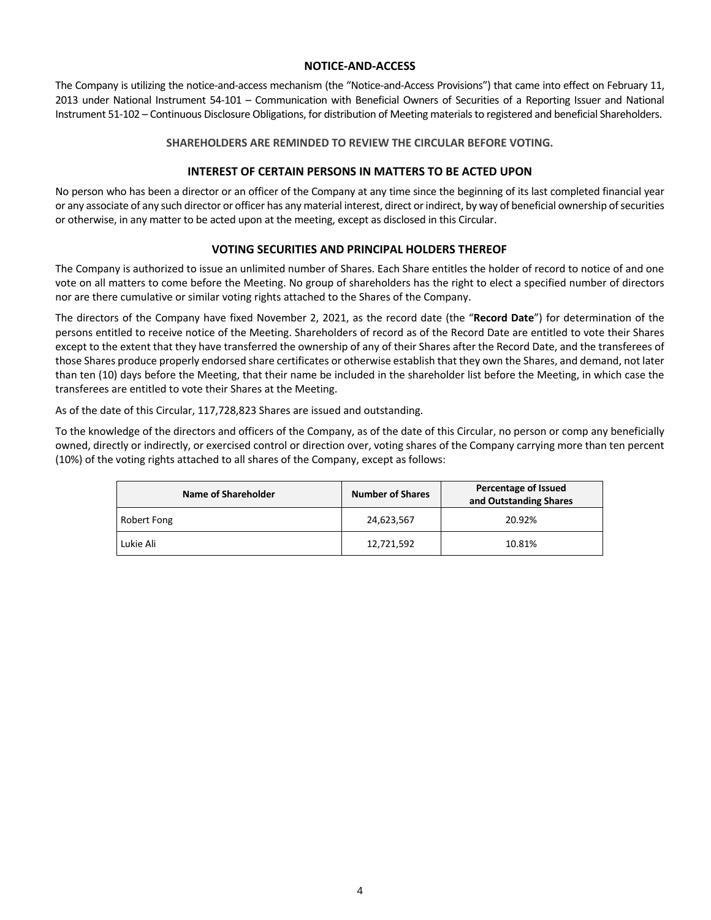## NOTICE-AND-ACCESS

The Company is utilizing the notice-and-access mechanism (the "Notice-and-Access Provisions") that came into effect on February 11, 2013 under National Instrument 54-101 – Communication with Beneficial Owners of Securities of a Reporting Issuer and National Instrument 51-102 – Continuous Disclosure Obligations, for distribution of Meeting materials to registered and beneficial Shareholders.

**SHAREHOLDERS ARE REMINDED TO REVIEW THE CIRCULAR BEFORE VOTING.**

## INTEREST OF CERTAIN PERSONS IN MATTERS TO BE ACTED UPON

No person who has been a director or an officer of the Company at any time since the beginning of its last completed financial year or any associate of any such director or officer has any material interest, direct or indirect, by way of beneficial ownership of securities or otherwise, in any matter to be acted upon at the meeting, except as disclosed in this Circular.

## VOTING SECURITIES AND PRINCIPAL HOLDERS THEREOF

The Company is authorized to issue an unlimited number of Shares. Each Share entitles the holder of record to notice of and one vote on all matters to come before the Meeting. No group of shareholders has the right to elect a specified number of directors nor are there cumulative or similar voting rights attached to the Shares of the Company.

The directors of the Company have fixed November 2, 2021, as the record date (the "**Record Date**") for determination of the persons entitled to receive notice of the Meeting. Shareholders of record as of the Record Date are entitled to vote their Shares except to the extent that they have transferred the ownership of any of their Shares after the Record Date, and the transferees of those Shares produce properly endorsed share certificates or otherwise establish that they own the Shares, and demand, not later than ten (10) days before the Meeting, that their name be included in the shareholder list before the Meeting, in which case the transferees are entitled to vote their Shares at the Meeting.

As of the date of this Circular, 117,728,823 Shares are issued and outstanding.

To the knowledge of the directors and officers of the Company, as of the date of this Circular, no person or comp any beneficially owned, directly or indirectly, or exercised control or direction over, voting shares of the Company carrying more than ten percent (10%) of the voting rights attached to all shares of the Company, except as follows:

| Name of Shareholder | Number of Shares | Percentage of Issued and Outstanding Shares |
|---|---|---|
| Robert Fong | 24,623,567 | 20.92% |
| Lukie Ali | 12,721,592 | 10.81% |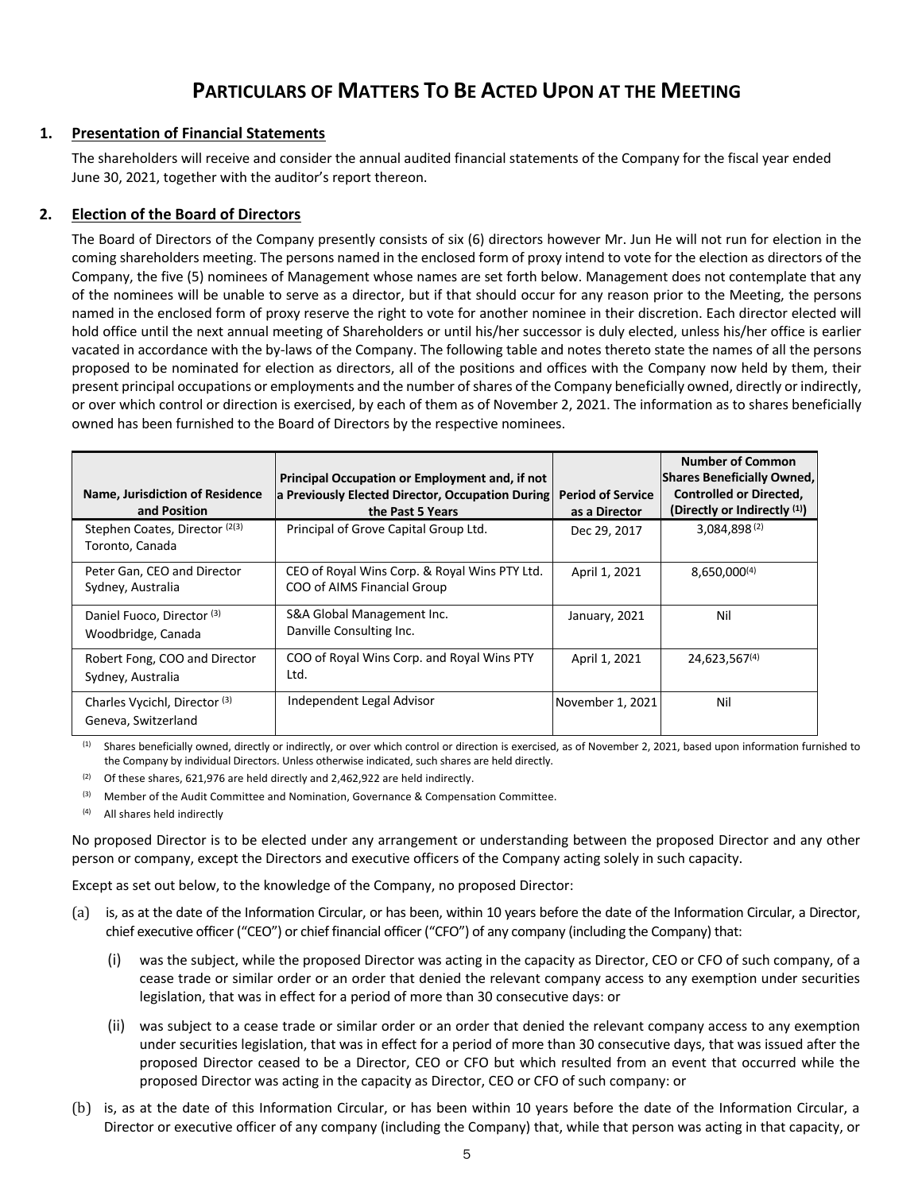# Particulars of Matters To Be Acted Upon at the Meeting

## 1. Presentation of Financial Statements

The shareholders will receive and consider the annual audited financial statements of the Company for the fiscal year ended June 30, 2021, together with the auditor's report thereon.

## 2. Election of the Board of Directors

The Board of Directors of the Company presently consists of six (6) directors however Mr. Jun He will not run for election in the coming shareholders meeting. The persons named in the enclosed form of proxy intend to vote for the election as directors of the Company, the five (5) nominees of Management whose names are set forth below. Management does not contemplate that any of the nominees will be unable to serve as a director, but if that should occur for any reason prior to the Meeting, the persons named in the enclosed form of proxy reserve the right to vote for another nominee in their discretion. Each director elected will hold office until the next annual meeting of Shareholders or until his/her successor is duly elected, unless his/her office is earlier vacated in accordance with the by-laws of the Company. The following table and notes thereto state the names of all the persons proposed to be nominated for election as directors, all of the positions and offices with the Company now held by them, their present principal occupations or employments and the number of shares of the Company beneficially owned, directly or indirectly, or over which control or direction is exercised, by each of them as of November 2, 2021. The information as to shares beneficially owned has been furnished to the Board of Directors by the respective nominees.

| Name, Jurisdiction of Residence and Position | Principal Occupation or Employment and, if not a Previously Elected Director, Occupation During the Past 5 Years | Period of Service as a Director | Number of Common Shares Beneficially Owned, Controlled or Directed, (Directly or Indirectly (1)) |
|---|---|---|---|
| Stephen Coates, Director (2)(3)<br>Toronto, Canada | Principal of Grove Capital Group Ltd. | Dec 29, 2017 | 3,084,898 (2) |
| Peter Gan, CEO and Director<br>Sydney, Australia | CEO of Royal Wins Corp. & Royal Wins PTY Ltd.<br>COO of AIMS Financial Group | April 1, 2021 | 8,650,000(4) |
| Daniel Fuoco, Director (3)<br>Woodbridge, Canada | S&A Global Management Inc.<br>Danville Consulting Inc. | January, 2021 | Nil |
| Robert Fong, COO and Director<br>Sydney, Australia | COO of Royal Wins Corp. and Royal Wins PTY Ltd. | April 1, 2021 | 24,623,567(4) |
| Charles Vycichl, Director (3)<br>Geneva, Switzerland | Independent Legal Advisor | November 1, 2021 | Nil |

(1) Shares beneficially owned, directly or indirectly, or over which control or direction is exercised, as of November 2, 2021, based upon information furnished to the Company by individual Directors. Unless otherwise indicated, such shares are held directly.

(2) Of these shares, 621,976 are held directly and 2,462,922 are held indirectly.

(3) Member of the Audit Committee and Nomination, Governance & Compensation Committee.

(4) All shares held indirectly

No proposed Director is to be elected under any arrangement or understanding between the proposed Director and any other person or company, except the Directors and executive officers of the Company acting solely in such capacity.

Except as set out below, to the knowledge of the Company, no proposed Director:

(a) is, as at the date of the Information Circular, or has been, within 10 years before the date of the Information Circular, a Director, chief executive officer ("CEO") or chief financial officer ("CFO") of any company (including the Company) that:

  (i) was the subject, while the proposed Director was acting in the capacity as Director, CEO or CFO of such company, of a cease trade or similar order or an order that denied the relevant company access to any exemption under securities legislation, that was in effect for a period of more than 30 consecutive days: or

  (ii) was subject to a cease trade or similar order or an order that denied the relevant company access to any exemption under securities legislation, that was in effect for a period of more than 30 consecutive days, that was issued after the proposed Director ceased to be a Director, CEO or CFO but which resulted from an event that occurred while the proposed Director was acting in the capacity as Director, CEO or CFO of such company: or

(b) is, as at the date of this Information Circular, or has been within 10 years before the date of the Information Circular, a Director or executive officer of any company (including the Company) that, while that person was acting in that capacity, or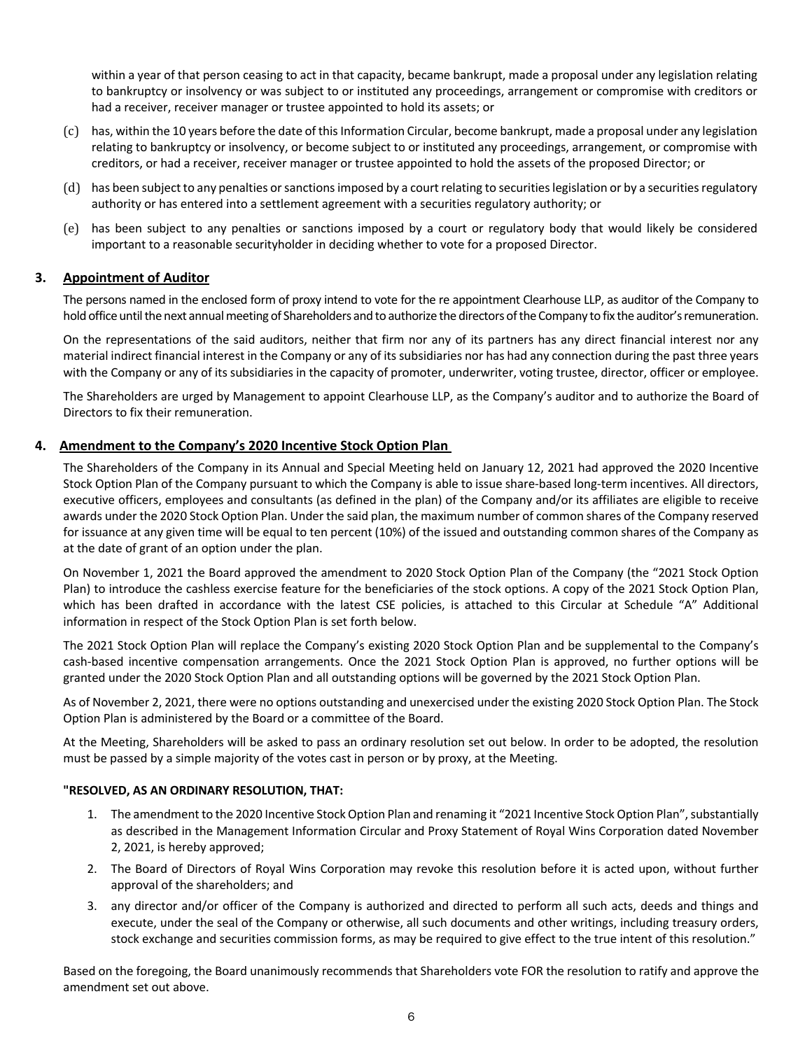within a year of that person ceasing to act in that capacity, became bankrupt, made a proposal under any legislation relating to bankruptcy or insolvency or was subject to or instituted any proceedings, arrangement or compromise with creditors or had a receiver, receiver manager or trustee appointed to hold its assets; or

(c) has, within the 10 years before the date of this Information Circular, become bankrupt, made a proposal under any legislation relating to bankruptcy or insolvency, or become subject to or instituted any proceedings, arrangement, or compromise with creditors, or had a receiver, receiver manager or trustee appointed to hold the assets of the proposed Director; or

(d) has been subject to any penalties or sanctions imposed by a court relating to securities legislation or by a securities regulatory authority or has entered into a settlement agreement with a securities regulatory authority; or

(e) has been subject to any penalties or sanctions imposed by a court or regulatory body that would likely be considered important to a reasonable securityholder in deciding whether to vote for a proposed Director.

## 3. Appointment of Auditor

The persons named in the enclosed form of proxy intend to vote for the re appointment Clearhouse LLP, as auditor of the Company to hold office until the next annual meeting of Shareholders and to authorize the directors of the Company to fix the auditor's remuneration.

On the representations of the said auditors, neither that firm nor any of its partners has any direct financial interest nor any material indirect financial interest in the Company or any of its subsidiaries nor has had any connection during the past three years with the Company or any of its subsidiaries in the capacity of promoter, underwriter, voting trustee, director, officer or employee.

The Shareholders are urged by Management to appoint Clearhouse LLP, as the Company's auditor and to authorize the Board of Directors to fix their remuneration.

## 4. Amendment to the Company's 2020 Incentive Stock Option Plan

The Shareholders of the Company in its Annual and Special Meeting held on January 12, 2021 had approved the 2020 Incentive Stock Option Plan of the Company pursuant to which the Company is able to issue share-based long-term incentives. All directors, executive officers, employees and consultants (as defined in the plan) of the Company and/or its affiliates are eligible to receive awards under the 2020 Stock Option Plan. Under the said plan, the maximum number of common shares of the Company reserved for issuance at any given time will be equal to ten percent (10%) of the issued and outstanding common shares of the Company as at the date of grant of an option under the plan.

On November 1, 2021 the Board approved the amendment to 2020 Stock Option Plan of the Company (the "2021 Stock Option Plan) to introduce the cashless exercise feature for the beneficiaries of the stock options. A copy of the 2021 Stock Option Plan, which has been drafted in accordance with the latest CSE policies, is attached to this Circular at Schedule "A" Additional information in respect of the Stock Option Plan is set forth below.

The 2021 Stock Option Plan will replace the Company's existing 2020 Stock Option Plan and be supplemental to the Company's cash-based incentive compensation arrangements. Once the 2021 Stock Option Plan is approved, no further options will be granted under the 2020 Stock Option Plan and all outstanding options will be governed by the 2021 Stock Option Plan.

As of November 2, 2021, there were no options outstanding and unexercised under the existing 2020 Stock Option Plan. The Stock Option Plan is administered by the Board or a committee of the Board.

At the Meeting, Shareholders will be asked to pass an ordinary resolution set out below. In order to be adopted, the resolution must be passed by a simple majority of the votes cast in person or by proxy, at the Meeting.

**"RESOLVED, AS AN ORDINARY RESOLUTION, THAT:**

1. The amendment to the 2020 Incentive Stock Option Plan and renaming it "2021 Incentive Stock Option Plan", substantially as described in the Management Information Circular and Proxy Statement of Royal Wins Corporation dated November 2, 2021, is hereby approved;
2. The Board of Directors of Royal Wins Corporation may revoke this resolution before it is acted upon, without further approval of the shareholders; and
3. any director and/or officer of the Company is authorized and directed to perform all such acts, deeds and things and execute, under the seal of the Company or otherwise, all such documents and other writings, including treasury orders, stock exchange and securities commission forms, as may be required to give effect to the true intent of this resolution."

Based on the foregoing, the Board unanimously recommends that Shareholders vote FOR the resolution to ratify and approve the amendment set out above.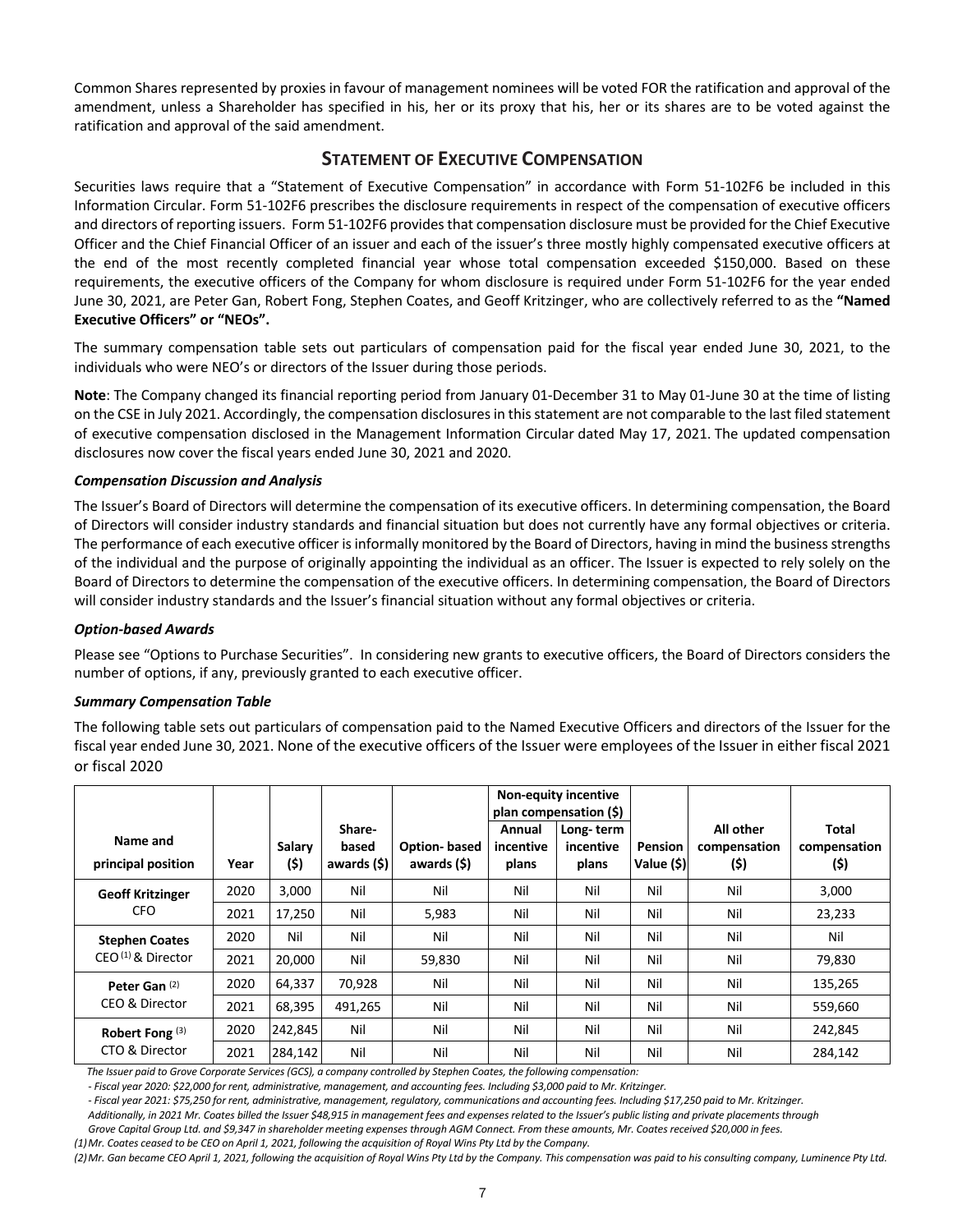Common Shares represented by proxies in favour of management nominees will be voted FOR the ratification and approval of the amendment, unless a Shareholder has specified in his, her or its proxy that his, her or its shares are to be voted against the ratification and approval of the said amendment.

## STATEMENT OF EXECUTIVE COMPENSATION

Securities laws require that a "Statement of Executive Compensation" in accordance with Form 51-102F6 be included in this Information Circular. Form 51-102F6 prescribes the disclosure requirements in respect of the compensation of executive officers and directors of reporting issuers. Form 51-102F6 provides that compensation disclosure must be provided for the Chief Executive Officer and the Chief Financial Officer of an issuer and each of the issuer's three mostly highly compensated executive officers at the end of the most recently completed financial year whose total compensation exceeded $150,000. Based on these requirements, the executive officers of the Company for whom disclosure is required under Form 51-102F6 for the year ended June 30, 2021, are Peter Gan, Robert Fong, Stephen Coates, and Geoff Kritzinger, who are collectively referred to as the **"Named Executive Officers" or "NEOs".**

The summary compensation table sets out particulars of compensation paid for the fiscal year ended June 30, 2021, to the individuals who were NEO's or directors of the Issuer during those periods.

**Note**: The Company changed its financial reporting period from January 01-December 31 to May 01-June 30 at the time of listing on the CSE in July 2021. Accordingly, the compensation disclosures in this statement are not comparable to the last filed statement of executive compensation disclosed in the Management Information Circular dated May 17, 2021. The updated compensation disclosures now cover the fiscal years ended June 30, 2021 and 2020.

### *Compensation Discussion and Analysis*

The Issuer's Board of Directors will determine the compensation of its executive officers. In determining compensation, the Board of Directors will consider industry standards and financial situation but does not currently have any formal objectives or criteria. The performance of each executive officer is informally monitored by the Board of Directors, having in mind the business strengths of the individual and the purpose of originally appointing the individual as an officer. The Issuer is expected to rely solely on the Board of Directors to determine the compensation of the executive officers. In determining compensation, the Board of Directors will consider industry standards and the Issuer's financial situation without any formal objectives or criteria.

### *Option-based Awards*

Please see "Options to Purchase Securities". In considering new grants to executive officers, the Board of Directors considers the number of options, if any, previously granted to each executive officer.

### *Summary Compensation Table*

The following table sets out particulars of compensation paid to the Named Executive Officers and directors of the Issuer for the fiscal year ended June 30, 2021. None of the executive officers of the Issuer were employees of the Issuer in either fiscal 2021 or fiscal 2020

| Name and principal position | Year | Salary ($) | Share-based awards ($) | Option- based awards ($) | Non-equity incentive plan compensation ($) Annual incentive plans | Non-equity incentive plan compensation ($) Long- term incentive plans | Pension Value ($) | All other compensation ($) | Total compensation ($) |
|---|---|---|---|---|---|---|---|---|---|
| **Geoff Kritzinger** CFO | 2020 | 3,000 | Nil | Nil | Nil | Nil | Nil | Nil | 3,000 |
| | 2021 | 17,250 | Nil | 5,983 | Nil | Nil | Nil | Nil | 23,233 |
| **Stephen Coates** CEO [(1)] & Director | 2020 | Nil | Nil | Nil | Nil | Nil | Nil | Nil | Nil |
| | 2021 | 20,000 | Nil | 59,830 | Nil | Nil | Nil | Nil | 79,830 |
| **Peter Gan** [(2)] CEO & Director | 2020 | 64,337 | 70,928 | Nil | Nil | Nil | Nil | Nil | 135,265 |
| | 2021 | 68,395 | 491,265 | Nil | Nil | Nil | Nil | Nil | 559,660 |
| **Robert Fong** [(3)] CTO & Director | 2020 | 242,845 | Nil | Nil | Nil | Nil | Nil | Nil | 242,845 |
| | 2021 | 284,142 | Nil | Nil | Nil | Nil | Nil | Nil | 284,142 |

*The Issuer paid to Grove Corporate Services (GCS), a company controlled by Stephen Coates, the following compensation:*

*- Fiscal year 2020: $22,000 for rent, administrative, management, and accounting fees. Including $3,000 paid to Mr. Kritzinger.*

*- Fiscal year 2021: $75,250 for rent, administrative, management, regulatory, communications and accounting fees. Including $17,250 paid to Mr. Kritzinger.*

*Additionally, in 2021 Mr. Coates billed the Issuer $48,915 in management fees and expenses related to the Issuer's public listing and private placements through Grove Capital Group Ltd. and $9,347 in shareholder meeting expenses through AGM Connect. From these amounts, Mr. Coates received $20,000 in fees.*

*(1) Mr. Coates ceased to be CEO on April 1, 2021, following the acquisition of Royal Wins Pty Ltd by the Company.*

*(2) Mr. Gan became CEO April 1, 2021, following the acquisition of Royal Wins Pty Ltd by the Company. This compensation was paid to his consulting company, Luminence Pty Ltd.*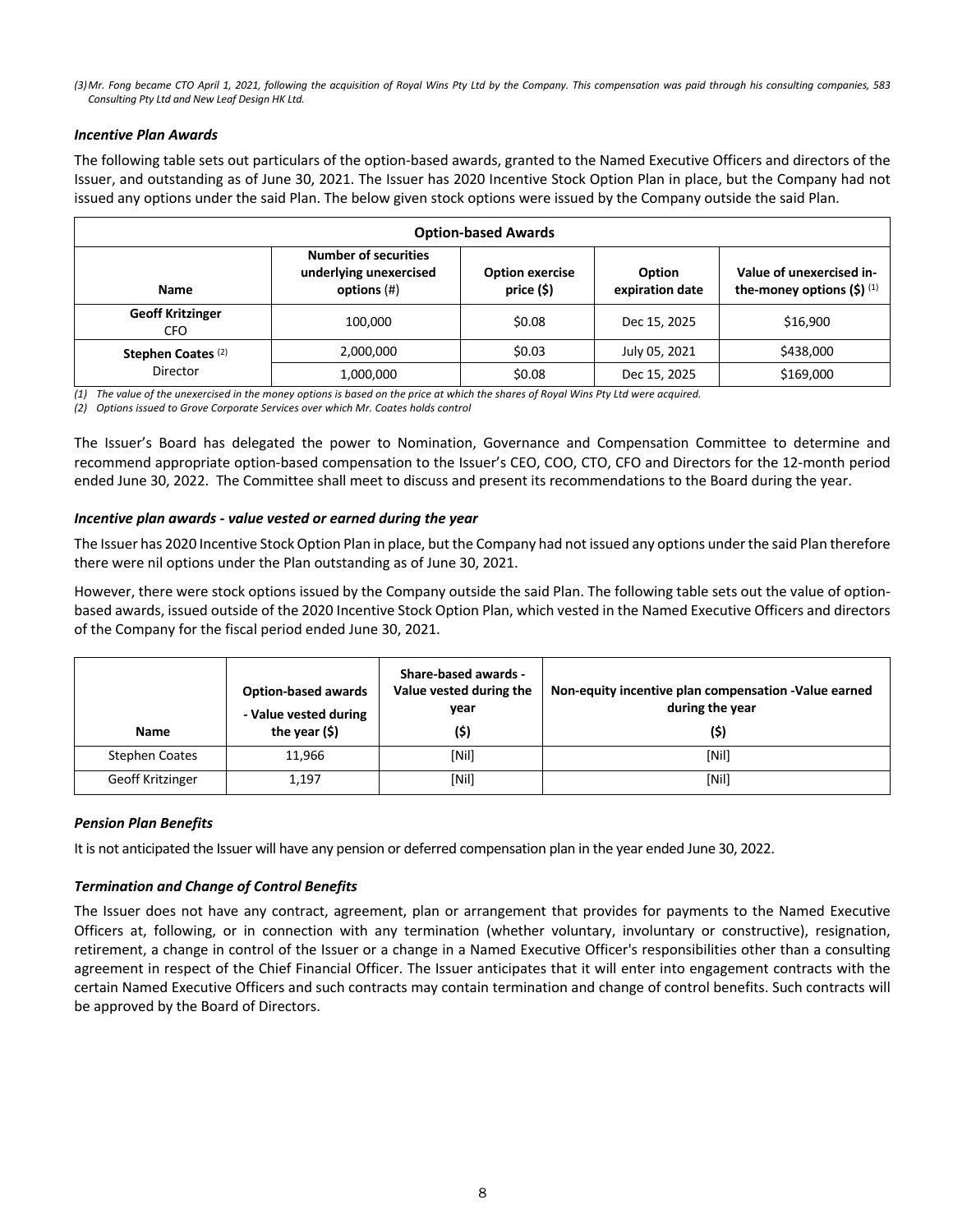*(3) Mr. Fong became CTO April 1, 2021, following the acquisition of Royal Wins Pty Ltd by the Company. This compensation was paid through his consulting companies, 583 Consulting Pty Ltd and New Leaf Design HK Ltd.*

### *Incentive Plan Awards*

The following table sets out particulars of the option-based awards, granted to the Named Executive Officers and directors of the Issuer, and outstanding as of June 30, 2021. The Issuer has 2020 Incentive Stock Option Plan in place, but the Company had not issued any options under the said Plan. The below given stock options were issued by the Company outside the said Plan.

| **Option-based Awards** | | | | |
|---|---|---|---|---|
| **Name** | **Number of securities underlying unexercised options** (#) | **Option exercise price ($)** | **Option expiration date** | **Value of unexercised in-the-money options ($)** (1) |
| **Geoff Kritzinger** CFO | 100,000 | $0.08 | Dec 15, 2025 | $16,900 |
| **Stephen Coates** (2) Director | 2,000,000 | $0.03 | July 05, 2021 | $438,000 |
| | 1,000,000 | $0.08 | Dec 15, 2025 | $169,000 |

*(1) The value of the unexercised in the money options is based on the price at which the shares of Royal Wins Pty Ltd were acquired.*
*(2) Options issued to Grove Corporate Services over which Mr. Coates holds control*

The Issuer's Board has delegated the power to Nomination, Governance and Compensation Committee to determine and recommend appropriate option-based compensation to the Issuer's CEO, COO, CTO, CFO and Directors for the 12-month period ended June 30, 2022. The Committee shall meet to discuss and present its recommendations to the Board during the year.

### *Incentive plan awards - value vested or earned during the year*

The Issuer has 2020 Incentive Stock Option Plan in place, but the Company had not issued any options under the said Plan therefore there were nil options under the Plan outstanding as of June 30, 2021.

However, there were stock options issued by the Company outside the said Plan. The following table sets out the value of option-based awards, issued outside of the 2020 Incentive Stock Option Plan, which vested in the Named Executive Officers and directors of the Company for the fiscal period ended June 30, 2021.

| **Name** | **Option-based awards - Value vested during the year ($)** | **Share-based awards - Value vested during the year ($)** | **Non-equity incentive plan compensation -Value earned during the year ($)** |
|---|---|---|---|
| Stephen Coates | 11,966 | [Nil] | [Nil] |
| Geoff Kritzinger | 1,197 | [Nil] | [Nil] |

### *Pension Plan Benefits*

It is not anticipated the Issuer will have any pension or deferred compensation plan in the year ended June 30, 2022.

### *Termination and Change of Control Benefits*

The Issuer does not have any contract, agreement, plan or arrangement that provides for payments to the Named Executive Officers at, following, or in connection with any termination (whether voluntary, involuntary or constructive), resignation, retirement, a change in control of the Issuer or a change in a Named Executive Officer's responsibilities other than a consulting agreement in respect of the Chief Financial Officer. The Issuer anticipates that it will enter into engagement contracts with the certain Named Executive Officers and such contracts may contain termination and change of control benefits. Such contracts will be approved by the Board of Directors.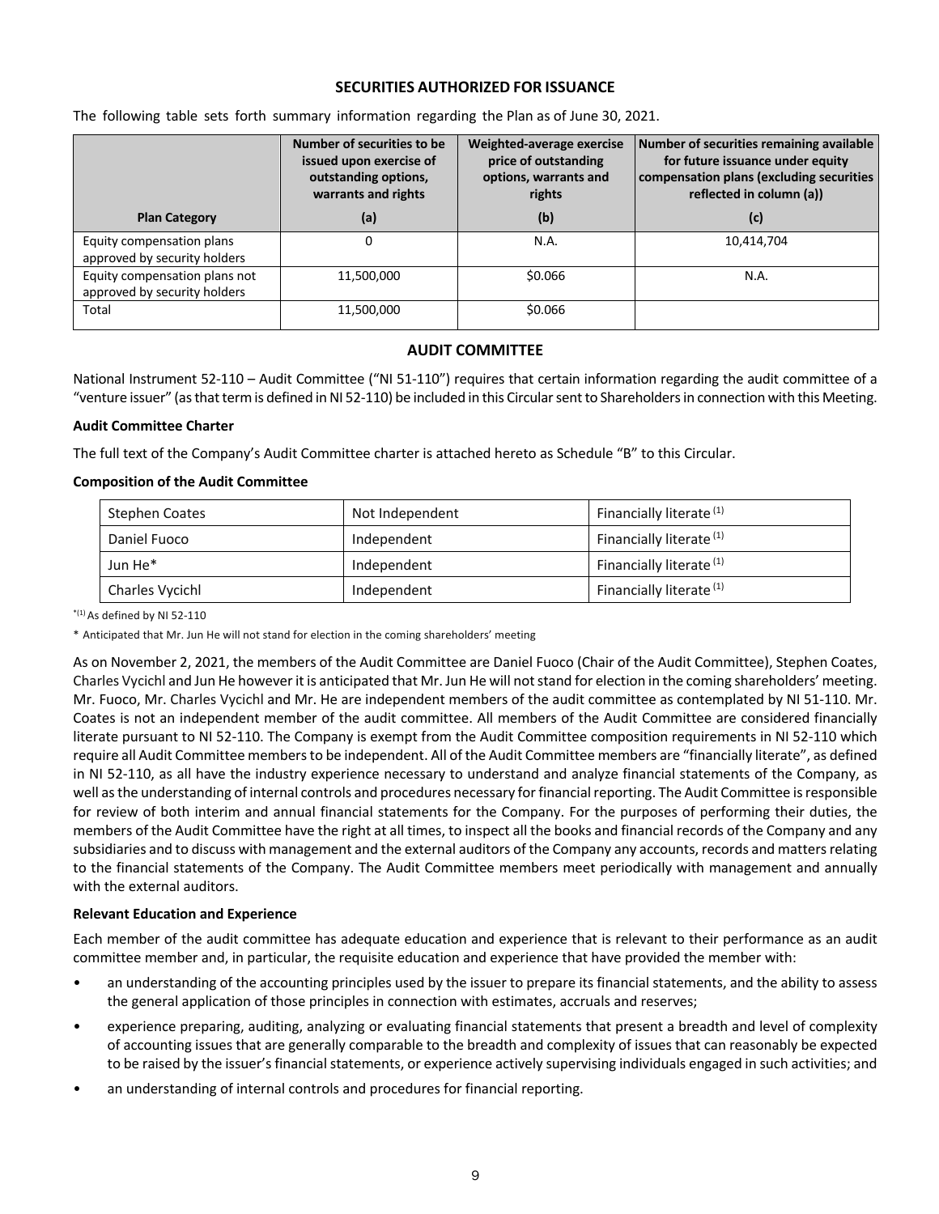## SECURITIES AUTHORIZED FOR ISSUANCE

The following table sets forth summary information regarding the Plan as of June 30, 2021.

| Plan Category | Number of securities to be issued upon exercise of outstanding options, warrants and rights (a) | Weighted-average exercise price of outstanding options, warrants and rights (b) | Number of securities remaining available for future issuance under equity compensation plans (excluding securities reflected in column (a)) (c) |
|---|---|---|---|
| Equity compensation plans approved by security holders | 0 | N.A. | 10,414,704 |
| Equity compensation plans not approved by security holders | 11,500,000 | $0.066 | N.A. |
| Total | 11,500,000 | $0.066 | |

## AUDIT COMMITTEE

National Instrument 52-110 – Audit Committee ("NI 51-110") requires that certain information regarding the audit committee of a "venture issuer" (as that term is defined in NI 52-110) be included in this Circular sent to Shareholders in connection with this Meeting.

### Audit Committee Charter

The full text of the Company's Audit Committee charter is attached hereto as Schedule "B" to this Circular.

### Composition of the Audit Committee

| | | |
|---|---|---|
| Stephen Coates | Not Independent | Financially literate [(1)] |
| Daniel Fuoco | Independent | Financially literate [(1)] |
| Jun He* | Independent | Financially literate [(1)] |
| Charles Vycichl | Independent | Financially literate [(1)] |

*(1) As defined by NI 52-110

* Anticipated that Mr. Jun He will not stand for election in the coming shareholders' meeting

As on November 2, 2021, the members of the Audit Committee are Daniel Fuoco (Chair of the Audit Committee), Stephen Coates, Charles Vycichl and Jun He however it is anticipated that Mr. Jun He will not stand for election in the coming shareholders' meeting. Mr. Fuoco, Mr. Charles Vycichl and Mr. He are independent members of the audit committee as contemplated by NI 51-110. Mr. Coates is not an independent member of the audit committee. All members of the Audit Committee are considered financially literate pursuant to NI 52-110. The Company is exempt from the Audit Committee composition requirements in NI 52-110 which require all Audit Committee members to be independent. All of the Audit Committee members are "financially literate", as defined in NI 52-110, as all have the industry experience necessary to understand and analyze financial statements of the Company, as well as the understanding of internal controls and procedures necessary for financial reporting. The Audit Committee is responsible for review of both interim and annual financial statements for the Company. For the purposes of performing their duties, the members of the Audit Committee have the right at all times, to inspect all the books and financial records of the Company and any subsidiaries and to discuss with management and the external auditors of the Company any accounts, records and matters relating to the financial statements of the Company. The Audit Committee members meet periodically with management and annually with the external auditors.

### Relevant Education and Experience

Each member of the audit committee has adequate education and experience that is relevant to their performance as an audit committee member and, in particular, the requisite education and experience that have provided the member with:

- an understanding of the accounting principles used by the issuer to prepare its financial statements, and the ability to assess the general application of those principles in connection with estimates, accruals and reserves;
- experience preparing, auditing, analyzing or evaluating financial statements that present a breadth and level of complexity of accounting issues that are generally comparable to the breadth and complexity of issues that can reasonably be expected to be raised by the issuer's financial statements, or experience actively supervising individuals engaged in such activities; and
- an understanding of internal controls and procedures for financial reporting.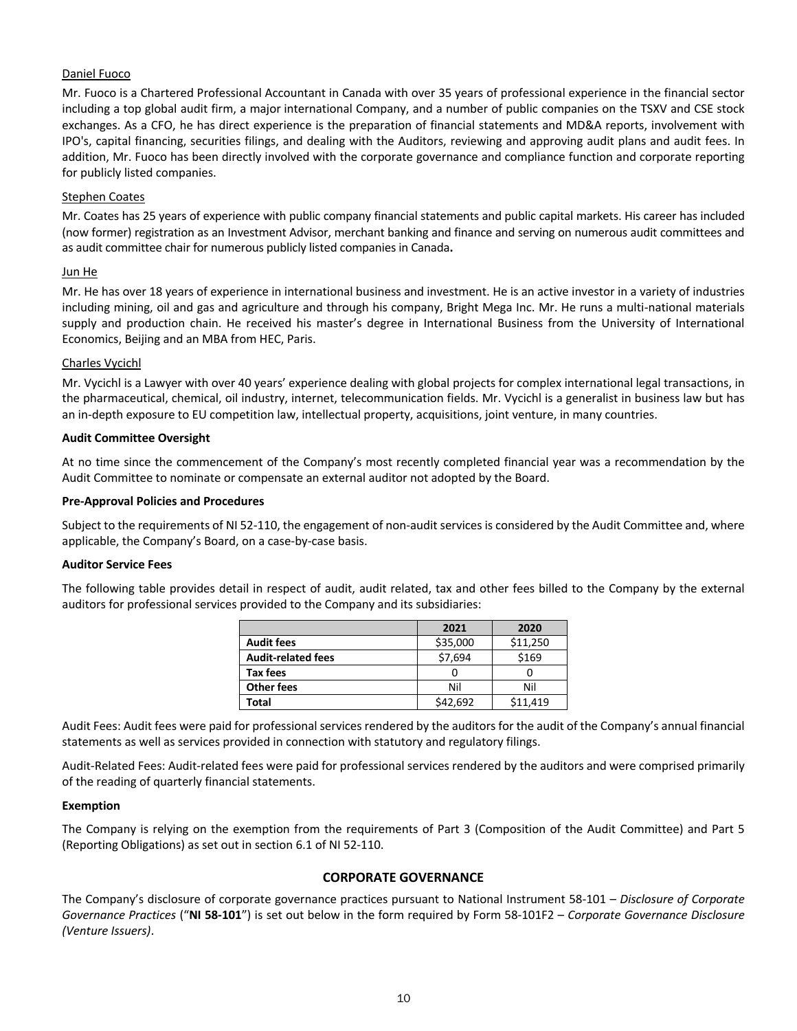Daniel Fuoco

Mr. Fuoco is a Chartered Professional Accountant in Canada with over 35 years of professional experience in the financial sector including a top global audit firm, a major international Company, and a number of public companies on the TSXV and CSE stock exchanges. As a CFO, he has direct experience is the preparation of financial statements and MD&A reports, involvement with IPO's, capital financing, securities filings, and dealing with the Auditors, reviewing and approving audit plans and audit fees. In addition, Mr. Fuoco has been directly involved with the corporate governance and compliance function and corporate reporting for publicly listed companies.

Stephen Coates

Mr. Coates has 25 years of experience with public company financial statements and public capital markets. His career has included (now former) registration as an Investment Advisor, merchant banking and finance and serving on numerous audit committees and as audit committee chair for numerous publicly listed companies in Canada**.**

Jun He

Mr. He has over 18 years of experience in international business and investment. He is an active investor in a variety of industries including mining, oil and gas and agriculture and through his company, Bright Mega Inc. Mr. He runs a multi-national materials supply and production chain. He received his master's degree in International Business from the University of International Economics, Beijing and an MBA from HEC, Paris.

Charles Vycichl

Mr. Vycichl is a Lawyer with over 40 years' experience dealing with global projects for complex international legal transactions, in the pharmaceutical, chemical, oil industry, internet, telecommunication fields. Mr. Vycichl is a generalist in business law but has an in-depth exposure to EU competition law, intellectual property, acquisitions, joint venture, in many countries.

**Audit Committee Oversight**

At no time since the commencement of the Company's most recently completed financial year was a recommendation by the Audit Committee to nominate or compensate an external auditor not adopted by the Board.

**Pre-Approval Policies and Procedures**

Subject to the requirements of NI 52-110, the engagement of non-audit services is considered by the Audit Committee and, where applicable, the Company's Board, on a case-by-case basis.

**Auditor Service Fees**

The following table provides detail in respect of audit, audit related, tax and other fees billed to the Company by the external auditors for professional services provided to the Company and its subsidiaries:

| | 2021 | 2020 |
|---|---|---|
| **Audit fees** | $35,000 | $11,250 |
| **Audit-related fees** | $7,694 | $169 |
| **Tax fees** | 0 | 0 |
| **Other fees** | Nil | Nil |
| **Total** | $42,692 | $11,419 |

Audit Fees: Audit fees were paid for professional services rendered by the auditors for the audit of the Company's annual financial statements as well as services provided in connection with statutory and regulatory filings.

Audit-Related Fees: Audit-related fees were paid for professional services rendered by the auditors and were comprised primarily of the reading of quarterly financial statements.

**Exemption**

The Company is relying on the exemption from the requirements of Part 3 (Composition of the Audit Committee) and Part 5 (Reporting Obligations) as set out in section 6.1 of NI 52-110.

## CORPORATE GOVERNANCE

The Company's disclosure of corporate governance practices pursuant to National Instrument 58-101 – *Disclosure of Corporate Governance Practices* ("**NI 58-101**") is set out below in the form required by Form 58-101F2 – *Corporate Governance Disclosure (Venture Issuers)*.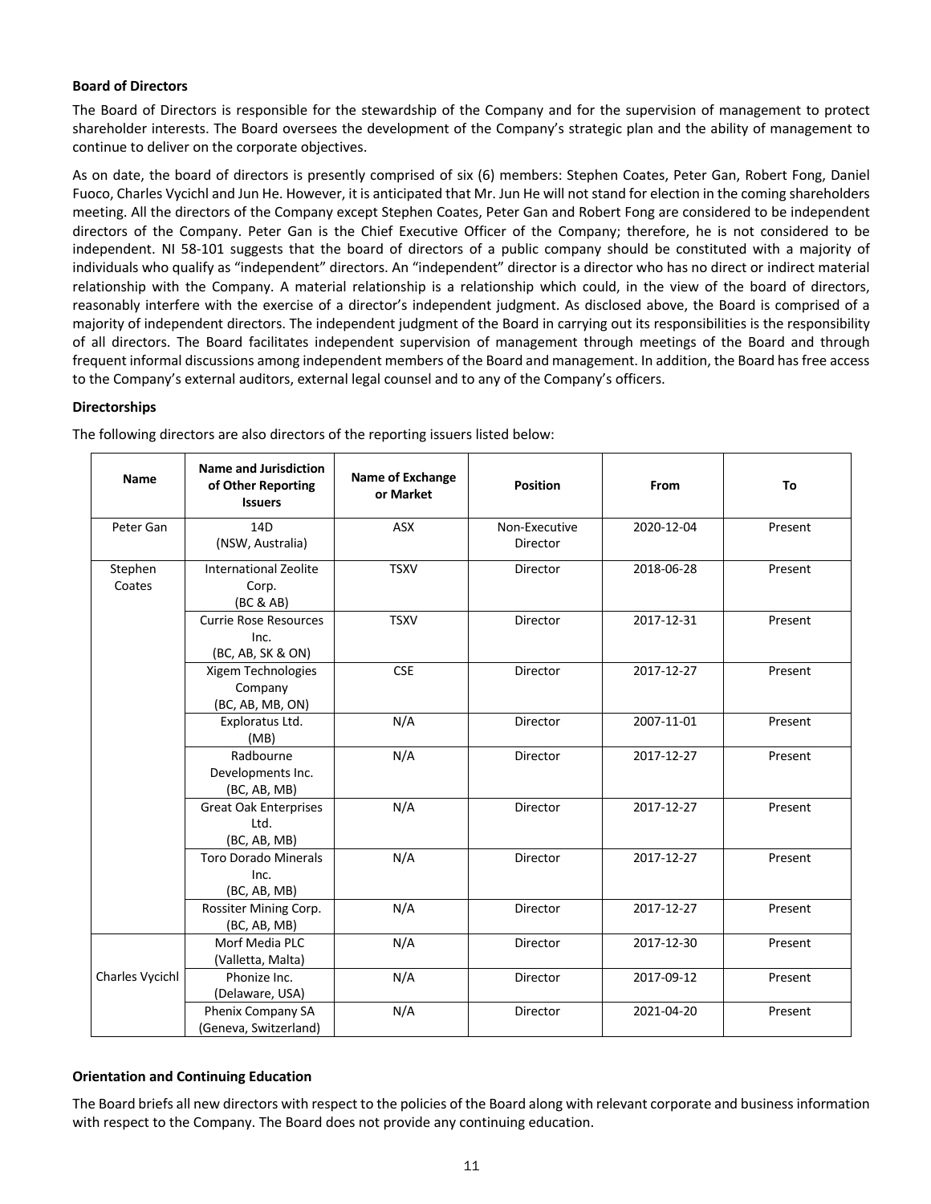**Board of Directors**

The Board of Directors is responsible for the stewardship of the Company and for the supervision of management to protect shareholder interests. The Board oversees the development of the Company's strategic plan and the ability of management to continue to deliver on the corporate objectives.

As on date, the board of directors is presently comprised of six (6) members: Stephen Coates, Peter Gan, Robert Fong, Daniel Fuoco, Charles Vycichl and Jun He. However, it is anticipated that Mr. Jun He will not stand for election in the coming shareholders meeting. All the directors of the Company except Stephen Coates, Peter Gan and Robert Fong are considered to be independent directors of the Company. Peter Gan is the Chief Executive Officer of the Company; therefore, he is not considered to be independent. NI 58-101 suggests that the board of directors of a public company should be constituted with a majority of individuals who qualify as "independent" directors. An "independent" director is a director who has no direct or indirect material relationship with the Company. A material relationship is a relationship which could, in the view of the board of directors, reasonably interfere with the exercise of a director's independent judgment. As disclosed above, the Board is comprised of a majority of independent directors. The independent judgment of the Board in carrying out its responsibilities is the responsibility of all directors. The Board facilitates independent supervision of management through meetings of the Board and through frequent informal discussions among independent members of the Board and management. In addition, the Board has free access to the Company's external auditors, external legal counsel and to any of the Company's officers.

**Directorships**

The following directors are also directors of the reporting issuers listed below:

| Name | Name and Jurisdiction of Other Reporting Issuers | Name of Exchange or Market | Position | From | To |
|---|---|---|---|---|---|
| Peter Gan | 14D (NSW, Australia) | ASX | Non-Executive Director | 2020-12-04 | Present |
| Stephen Coates | International Zeolite Corp. (BC & AB) | TSXV | Director | 2018-06-28 | Present |
| | Currie Rose Resources Inc. (BC, AB, SK & ON) | TSXV | Director | 2017-12-31 | Present |
| | Xigem Technologies Company (BC, AB, MB, ON) | CSE | Director | 2017-12-27 | Present |
| | Exploratus Ltd. (MB) | N/A | Director | 2007-11-01 | Present |
| | Radbourne Developments Inc. (BC, AB, MB) | N/A | Director | 2017-12-27 | Present |
| | Great Oak Enterprises Ltd. (BC, AB, MB) | N/A | Director | 2017-12-27 | Present |
| | Toro Dorado Minerals Inc. (BC, AB, MB) | N/A | Director | 2017-12-27 | Present |
| | Rossiter Mining Corp. (BC, AB, MB) | N/A | Director | 2017-12-27 | Present |
| Charles Vycichl | Morf Media PLC (Valletta, Malta) | N/A | Director | 2017-12-30 | Present |
| | Phonize Inc. (Delaware, USA) | N/A | Director | 2017-09-12 | Present |
| | Phenix Company SA (Geneva, Switzerland) | N/A | Director | 2021-04-20 | Present |

**Orientation and Continuing Education**

The Board briefs all new directors with respect to the policies of the Board along with relevant corporate and business information with respect to the Company. The Board does not provide any continuing education.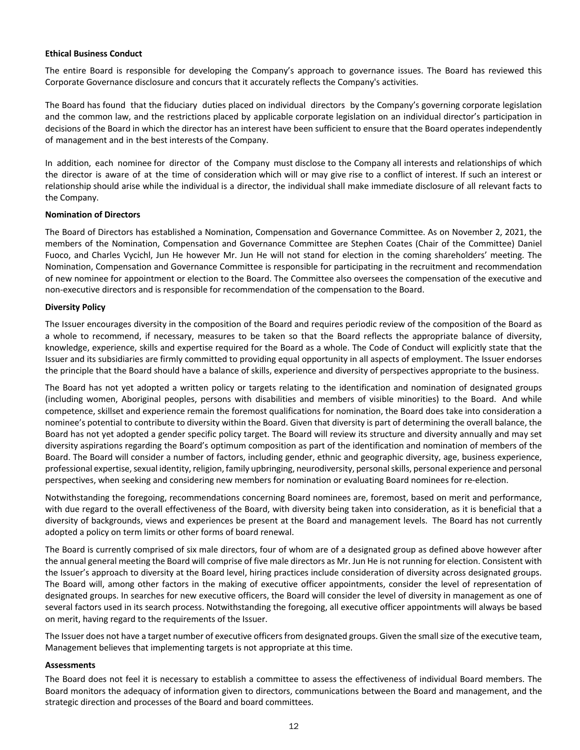**Ethical Business Conduct**

The entire Board is responsible for developing the Company's approach to governance issues. The Board has reviewed this Corporate Governance disclosure and concurs that it accurately reflects the Company's activities.

The Board has found that the fiduciary duties placed on individual directors by the Company's governing corporate legislation and the common law, and the restrictions placed by applicable corporate legislation on an individual director's participation in decisions of the Board in which the director has an interest have been sufficient to ensure that the Board operates independently of management and in the best interests of the Company.

In addition, each nominee for director of the Company must disclose to the Company all interests and relationships of which the director is aware of at the time of consideration which will or may give rise to a conflict of interest. If such an interest or relationship should arise while the individual is a director, the individual shall make immediate disclosure of all relevant facts to the Company.

**Nomination of Directors**

The Board of Directors has established a Nomination, Compensation and Governance Committee. As on November 2, 2021, the members of the Nomination, Compensation and Governance Committee are Stephen Coates (Chair of the Committee) Daniel Fuoco, and Charles Vycichl, Jun He however Mr. Jun He will not stand for election in the coming shareholders' meeting. The Nomination, Compensation and Governance Committee is responsible for participating in the recruitment and recommendation of new nominee for appointment or election to the Board. The Committee also oversees the compensation of the executive and non-executive directors and is responsible for recommendation of the compensation to the Board.

**Diversity Policy**

The Issuer encourages diversity in the composition of the Board and requires periodic review of the composition of the Board as a whole to recommend, if necessary, measures to be taken so that the Board reflects the appropriate balance of diversity, knowledge, experience, skills and expertise required for the Board as a whole. The Code of Conduct will explicitly state that the Issuer and its subsidiaries are firmly committed to providing equal opportunity in all aspects of employment. The Issuer endorses the principle that the Board should have a balance of skills, experience and diversity of perspectives appropriate to the business.

The Board has not yet adopted a written policy or targets relating to the identification and nomination of designated groups (including women, Aboriginal peoples, persons with disabilities and members of visible minorities) to the Board. And while competence, skillset and experience remain the foremost qualifications for nomination, the Board does take into consideration a nominee's potential to contribute to diversity within the Board. Given that diversity is part of determining the overall balance, the Board has not yet adopted a gender specific policy target. The Board will review its structure and diversity annually and may set diversity aspirations regarding the Board's optimum composition as part of the identification and nomination of members of the Board. The Board will consider a number of factors, including gender, ethnic and geographic diversity, age, business experience, professional expertise, sexual identity, religion, family upbringing, neurodiversity, personal skills, personal experience and personal perspectives, when seeking and considering new members for nomination or evaluating Board nominees for re-election.

Notwithstanding the foregoing, recommendations concerning Board nominees are, foremost, based on merit and performance, with due regard to the overall effectiveness of the Board, with diversity being taken into consideration, as it is beneficial that a diversity of backgrounds, views and experiences be present at the Board and management levels. The Board has not currently adopted a policy on term limits or other forms of board renewal.

The Board is currently comprised of six male directors, four of whom are of a designated group as defined above however after the annual general meeting the Board will comprise of five male directors as Mr. Jun He is not running for election. Consistent with the Issuer's approach to diversity at the Board level, hiring practices include consideration of diversity across designated groups. The Board will, among other factors in the making of executive officer appointments, consider the level of representation of designated groups. In searches for new executive officers, the Board will consider the level of diversity in management as one of several factors used in its search process. Notwithstanding the foregoing, all executive officer appointments will always be based on merit, having regard to the requirements of the Issuer.

The Issuer does not have a target number of executive officers from designated groups. Given the small size of the executive team, Management believes that implementing targets is not appropriate at this time.

**Assessments**

The Board does not feel it is necessary to establish a committee to assess the effectiveness of individual Board members. The Board monitors the adequacy of information given to directors, communications between the Board and management, and the strategic direction and processes of the Board and board committees.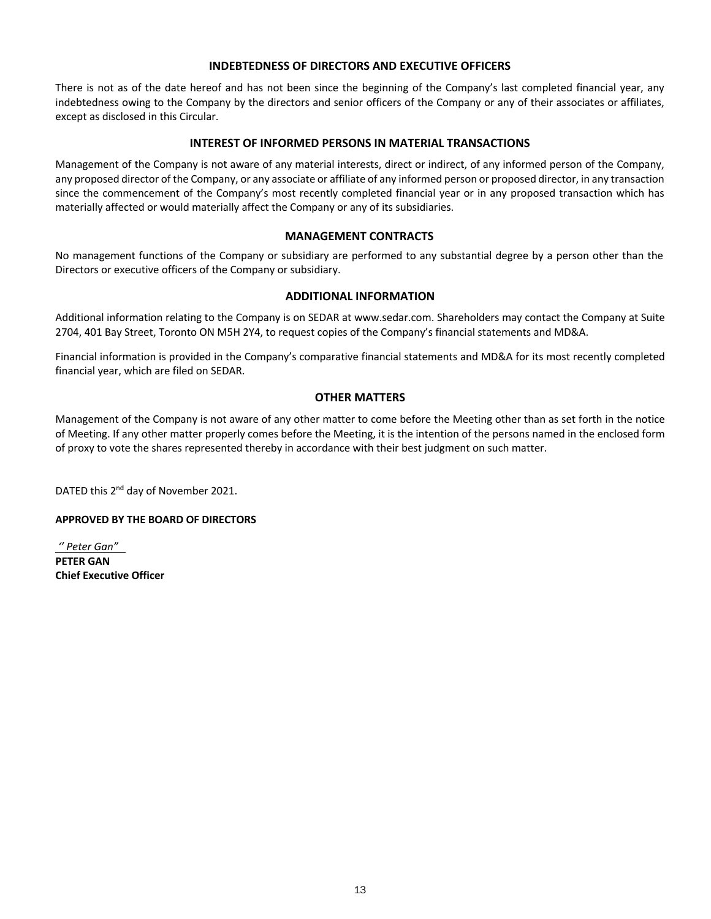## INDEBTEDNESS OF DIRECTORS AND EXECUTIVE OFFICERS

There is not as of the date hereof and has not been since the beginning of the Company's last completed financial year, any indebtedness owing to the Company by the directors and senior officers of the Company or any of their associates or affiliates, except as disclosed in this Circular.

## INTEREST OF INFORMED PERSONS IN MATERIAL TRANSACTIONS

Management of the Company is not aware of any material interests, direct or indirect, of any informed person of the Company, any proposed director of the Company, or any associate or affiliate of any informed person or proposed director, in any transaction since the commencement of the Company's most recently completed financial year or in any proposed transaction which has materially affected or would materially affect the Company or any of its subsidiaries.

## MANAGEMENT CONTRACTS

No management functions of the Company or subsidiary are performed to any substantial degree by a person other than the Directors or executive officers of the Company or subsidiary.

## ADDITIONAL INFORMATION

Additional information relating to the Company is on SEDAR at www.sedar.com. Shareholders may contact the Company at Suite 2704, 401 Bay Street, Toronto ON M5H 2Y4, to request copies of the Company's financial statements and MD&A.

Financial information is provided in the Company's comparative financial statements and MD&A for its most recently completed financial year, which are filed on SEDAR.

## OTHER MATTERS

Management of the Company is not aware of any other matter to come before the Meeting other than as set forth in the notice of Meeting. If any other matter properly comes before the Meeting, it is the intention of the persons named in the enclosed form of proxy to vote the shares represented thereby in accordance with their best judgment on such matter.

DATED this 2nd day of November 2021.

**APPROVED BY THE BOARD OF DIRECTORS**

*" Peter Gan"*
**PETER GAN**
**Chief Executive Officer**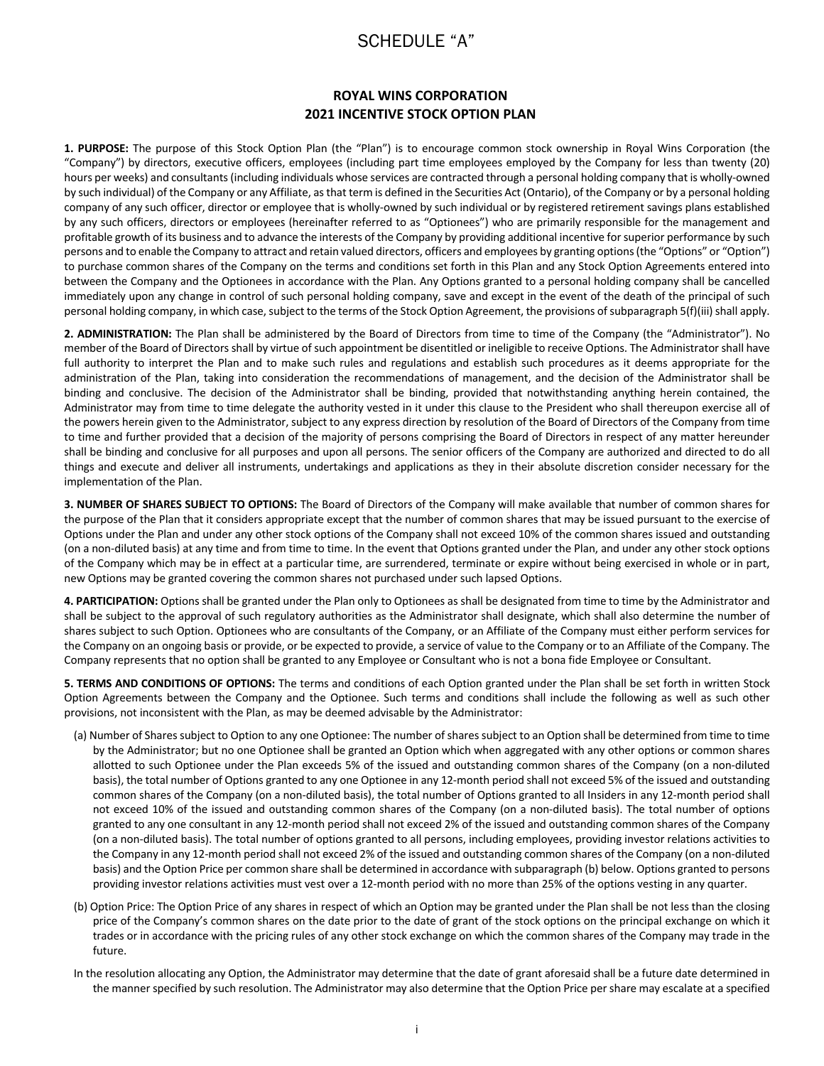# SCHEDULE "A"

## ROYAL WINS CORPORATION
## 2021 INCENTIVE STOCK OPTION PLAN

**1. PURPOSE:** The purpose of this Stock Option Plan (the "Plan") is to encourage common stock ownership in Royal Wins Corporation (the "Company") by directors, executive officers, employees (including part time employees employed by the Company for less than twenty (20) hours per weeks) and consultants (including individuals whose services are contracted through a personal holding company that is wholly-owned by such individual) of the Company or any Affiliate, as that term is defined in the Securities Act (Ontario), of the Company or by a personal holding company of any such officer, director or employee that is wholly-owned by such individual or by registered retirement savings plans established by any such officers, directors or employees (hereinafter referred to as "Optionees") who are primarily responsible for the management and profitable growth of its business and to advance the interests of the Company by providing additional incentive for superior performance by such persons and to enable the Company to attract and retain valued directors, officers and employees by granting options (the "Options" or "Option") to purchase common shares of the Company on the terms and conditions set forth in this Plan and any Stock Option Agreements entered into between the Company and the Optionees in accordance with the Plan. Any Options granted to a personal holding company shall be cancelled immediately upon any change in control of such personal holding company, save and except in the event of the death of the principal of such personal holding company, in which case, subject to the terms of the Stock Option Agreement, the provisions of subparagraph 5(f)(iii) shall apply.

**2. ADMINISTRATION:** The Plan shall be administered by the Board of Directors from time to time of the Company (the "Administrator"). No member of the Board of Directors shall by virtue of such appointment be disentitled or ineligible to receive Options. The Administrator shall have full authority to interpret the Plan and to make such rules and regulations and establish such procedures as it deems appropriate for the administration of the Plan, taking into consideration the recommendations of management, and the decision of the Administrator shall be binding and conclusive. The decision of the Administrator shall be binding, provided that notwithstanding anything herein contained, the Administrator may from time to time delegate the authority vested in it under this clause to the President who shall thereupon exercise all of the powers herein given to the Administrator, subject to any express direction by resolution of the Board of Directors of the Company from time to time and further provided that a decision of the majority of persons comprising the Board of Directors in respect of any matter hereunder shall be binding and conclusive for all purposes and upon all persons. The senior officers of the Company are authorized and directed to do all things and execute and deliver all instruments, undertakings and applications as they in their absolute discretion consider necessary for the implementation of the Plan.

**3. NUMBER OF SHARES SUBJECT TO OPTIONS:** The Board of Directors of the Company will make available that number of common shares for the purpose of the Plan that it considers appropriate except that the number of common shares that may be issued pursuant to the exercise of Options under the Plan and under any other stock options of the Company shall not exceed 10% of the common shares issued and outstanding (on a non-diluted basis) at any time and from time to time. In the event that Options granted under the Plan, and under any other stock options of the Company which may be in effect at a particular time, are surrendered, terminate or expire without being exercised in whole or in part, new Options may be granted covering the common shares not purchased under such lapsed Options.

**4. PARTICIPATION:** Options shall be granted under the Plan only to Optionees as shall be designated from time to time by the Administrator and shall be subject to the approval of such regulatory authorities as the Administrator shall designate, which shall also determine the number of shares subject to such Option. Optionees who are consultants of the Company, or an Affiliate of the Company must either perform services for the Company on an ongoing basis or provide, or be expected to provide, a service of value to the Company or to an Affiliate of the Company. The Company represents that no option shall be granted to any Employee or Consultant who is not a bona fide Employee or Consultant.

**5. TERMS AND CONDITIONS OF OPTIONS:** The terms and conditions of each Option granted under the Plan shall be set forth in written Stock Option Agreements between the Company and the Optionee. Such terms and conditions shall include the following as well as such other provisions, not inconsistent with the Plan, as may be deemed advisable by the Administrator:

(a) Number of Shares subject to Option to any one Optionee: The number of shares subject to an Option shall be determined from time to time by the Administrator; but no one Optionee shall be granted an Option which when aggregated with any other options or common shares allotted to such Optionee under the Plan exceeds 5% of the issued and outstanding common shares of the Company (on a non-diluted basis), the total number of Options granted to any one Optionee in any 12-month period shall not exceed 5% of the issued and outstanding common shares of the Company (on a non-diluted basis), the total number of Options granted to all Insiders in any 12-month period shall not exceed 10% of the issued and outstanding common shares of the Company (on a non-diluted basis). The total number of options granted to any one consultant in any 12-month period shall not exceed 2% of the issued and outstanding common shares of the Company (on a non-diluted basis). The total number of options granted to all persons, including employees, providing investor relations activities to the Company in any 12-month period shall not exceed 2% of the issued and outstanding common shares of the Company (on a non-diluted basis) and the Option Price per common share shall be determined in accordance with subparagraph (b) below. Options granted to persons providing investor relations activities must vest over a 12-month period with no more than 25% of the options vesting in any quarter.

(b) Option Price: The Option Price of any shares in respect of which an Option may be granted under the Plan shall be not less than the closing price of the Company's common shares on the date prior to the date of grant of the stock options on the principal exchange on which it trades or in accordance with the pricing rules of any other stock exchange on which the common shares of the Company may trade in the future.

In the resolution allocating any Option, the Administrator may determine that the date of grant aforesaid shall be a future date determined in the manner specified by such resolution. The Administrator may also determine that the Option Price per share may escalate at a specified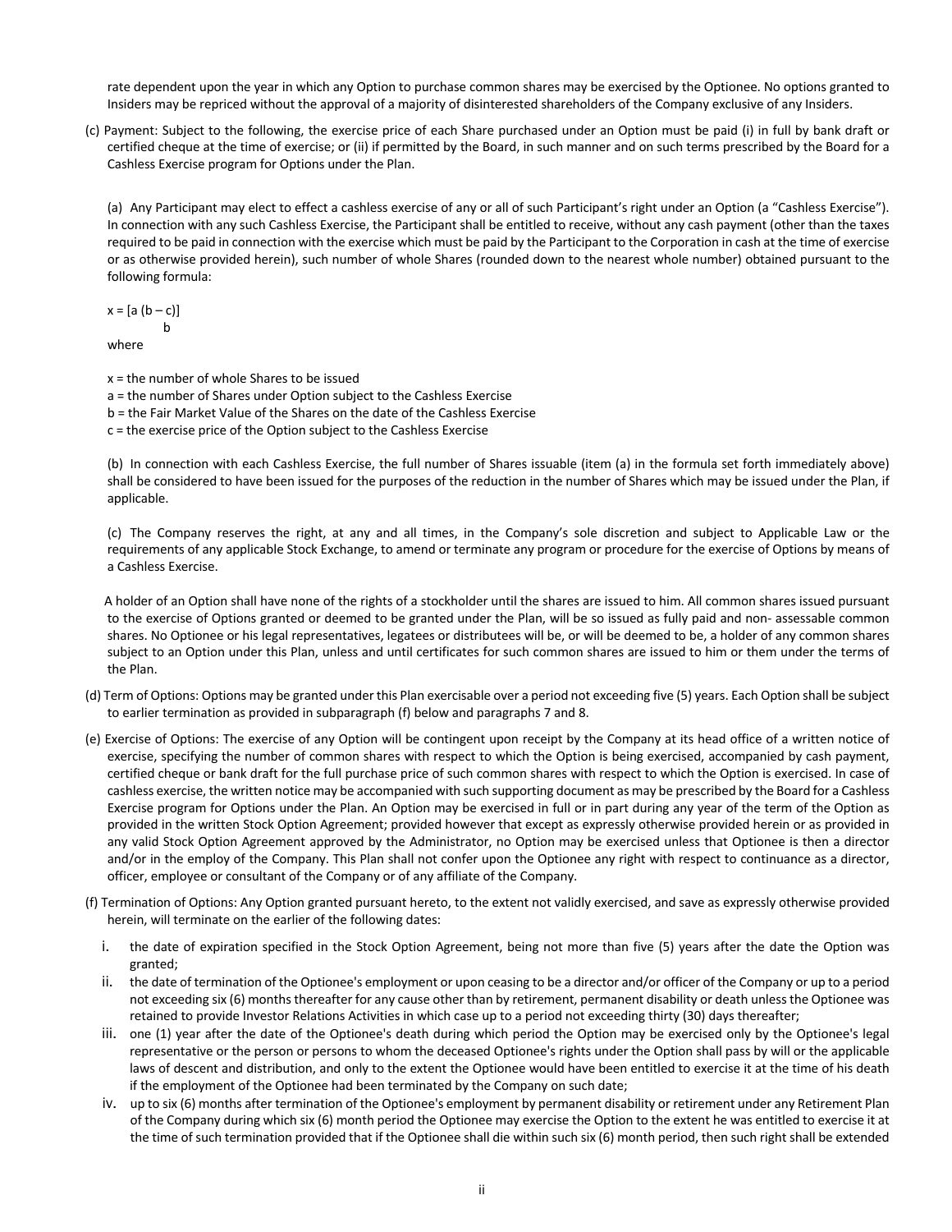rate dependent upon the year in which any Option to purchase common shares may be exercised by the Optionee. No options granted to Insiders may be repriced without the approval of a majority of disinterested shareholders of the Company exclusive of any Insiders.

(c) Payment: Subject to the following, the exercise price of each Share purchased under an Option must be paid (i) in full by bank draft or certified cheque at the time of exercise; or (ii) if permitted by the Board, in such manner and on such terms prescribed by the Board for a Cashless Exercise program for Options under the Plan.

(a) Any Participant may elect to effect a cashless exercise of any or all of such Participant's right under an Option (a "Cashless Exercise"). In connection with any such Cashless Exercise, the Participant shall be entitled to receive, without any cash payment (other than the taxes required to be paid in connection with the exercise which must be paid by the Participant to the Corporation in cash at the time of exercise or as otherwise provided herein), such number of whole Shares (rounded down to the nearest whole number) obtained pursuant to the following formula:

$$x = \frac{[a\,(b - c)]}{b}$$

where

x = the number of whole Shares to be issued
a = the number of Shares under Option subject to the Cashless Exercise
b = the Fair Market Value of the Shares on the date of the Cashless Exercise
c = the exercise price of the Option subject to the Cashless Exercise

(b) In connection with each Cashless Exercise, the full number of Shares issuable (item (a) in the formula set forth immediately above) shall be considered to have been issued for the purposes of the reduction in the number of Shares which may be issued under the Plan, if applicable.

(c) The Company reserves the right, at any and all times, in the Company's sole discretion and subject to Applicable Law or the requirements of any applicable Stock Exchange, to amend or terminate any program or procedure for the exercise of Options by means of a Cashless Exercise.

A holder of an Option shall have none of the rights of a stockholder until the shares are issued to him. All common shares issued pursuant to the exercise of Options granted or deemed to be granted under the Plan, will be so issued as fully paid and non- assessable common shares. No Optionee or his legal representatives, legatees or distributees will be, or will be deemed to be, a holder of any common shares subject to an Option under this Plan, unless and until certificates for such common shares are issued to him or them under the terms of the Plan.

(d) Term of Options: Options may be granted under this Plan exercisable over a period not exceeding five (5) years. Each Option shall be subject to earlier termination as provided in subparagraph (f) below and paragraphs 7 and 8.

(e) Exercise of Options: The exercise of any Option will be contingent upon receipt by the Company at its head office of a written notice of exercise, specifying the number of common shares with respect to which the Option is being exercised, accompanied by cash payment, certified cheque or bank draft for the full purchase price of such common shares with respect to which the Option is exercised. In case of cashless exercise, the written notice may be accompanied with such supporting document as may be prescribed by the Board for a Cashless Exercise program for Options under the Plan. An Option may be exercised in full or in part during any year of the term of the Option as provided in the written Stock Option Agreement; provided however that except as expressly otherwise provided herein or as provided in any valid Stock Option Agreement approved by the Administrator, no Option may be exercised unless that Optionee is then a director and/or in the employ of the Company. This Plan shall not confer upon the Optionee any right with respect to continuance as a director, officer, employee or consultant of the Company or of any affiliate of the Company.

(f) Termination of Options: Any Option granted pursuant hereto, to the extent not validly exercised, and save as expressly otherwise provided herein, will terminate on the earlier of the following dates:

i. the date of expiration specified in the Stock Option Agreement, being not more than five (5) years after the date the Option was granted;

ii. the date of termination of the Optionee's employment or upon ceasing to be a director and/or officer of the Company or up to a period not exceeding six (6) months thereafter for any cause other than by retirement, permanent disability or death unless the Optionee was retained to provide Investor Relations Activities in which case up to a period not exceeding thirty (30) days thereafter;

iii. one (1) year after the date of the Optionee's death during which period the Option may be exercised only by the Optionee's legal representative or the person or persons to whom the deceased Optionee's rights under the Option shall pass by will or the applicable laws of descent and distribution, and only to the extent the Optionee would have been entitled to exercise it at the time of his death if the employment of the Optionee had been terminated by the Company on such date;

iv. up to six (6) months after termination of the Optionee's employment by permanent disability or retirement under any Retirement Plan of the Company during which six (6) month period the Optionee may exercise the Option to the extent he was entitled to exercise it at the time of such termination provided that if the Optionee shall die within such six (6) month period, then such right shall be extended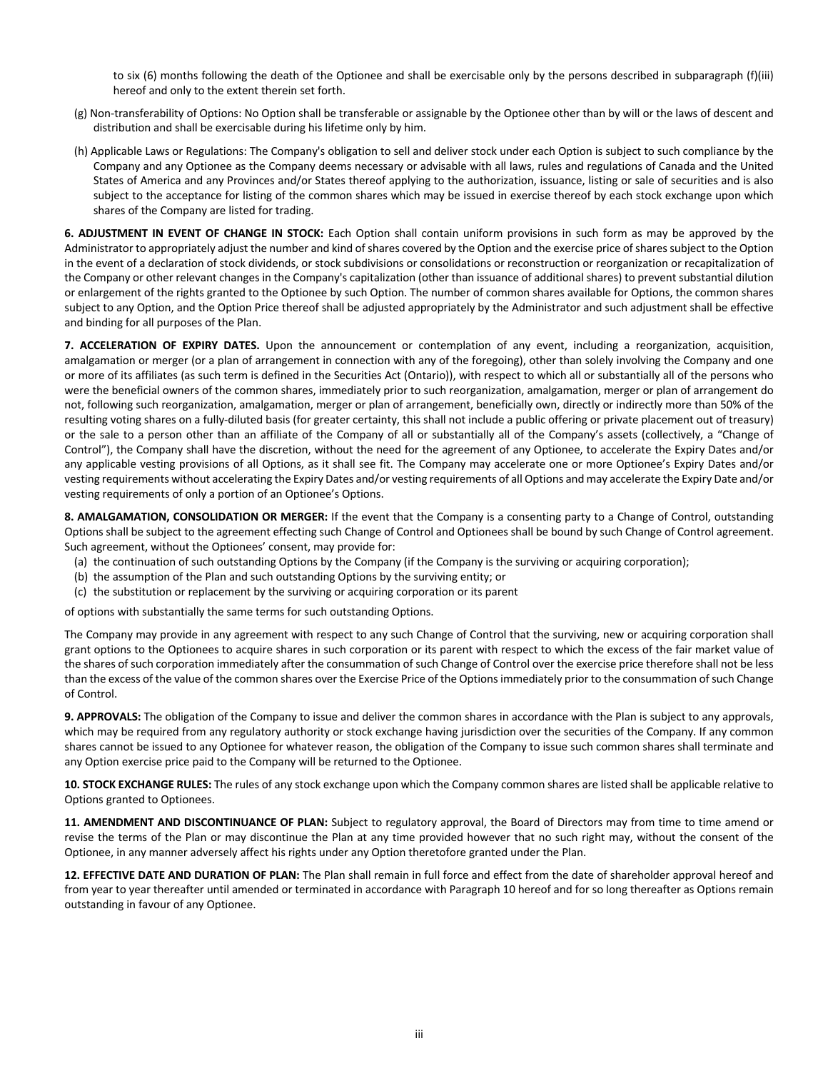to six (6) months following the death of the Optionee and shall be exercisable only by the persons described in subparagraph (f)(iii) hereof and only to the extent therein set forth.

(g) Non-transferability of Options: No Option shall be transferable or assignable by the Optionee other than by will or the laws of descent and distribution and shall be exercisable during his lifetime only by him.

(h) Applicable Laws or Regulations: The Company's obligation to sell and deliver stock under each Option is subject to such compliance by the Company and any Optionee as the Company deems necessary or advisable with all laws, rules and regulations of Canada and the United States of America and any Provinces and/or States thereof applying to the authorization, issuance, listing or sale of securities and is also subject to the acceptance for listing of the common shares which may be issued in exercise thereof by each stock exchange upon which shares of the Company are listed for trading.

**6. ADJUSTMENT IN EVENT OF CHANGE IN STOCK:** Each Option shall contain uniform provisions in such form as may be approved by the Administrator to appropriately adjust the number and kind of shares covered by the Option and the exercise price of shares subject to the Option in the event of a declaration of stock dividends, or stock subdivisions or consolidations or reconstruction or reorganization or recapitalization of the Company or other relevant changes in the Company's capitalization (other than issuance of additional shares) to prevent substantial dilution or enlargement of the rights granted to the Optionee by such Option. The number of common shares available for Options, the common shares subject to any Option, and the Option Price thereof shall be adjusted appropriately by the Administrator and such adjustment shall be effective and binding for all purposes of the Plan.

**7. ACCELERATION OF EXPIRY DATES.** Upon the announcement or contemplation of any event, including a reorganization, acquisition, amalgamation or merger (or a plan of arrangement in connection with any of the foregoing), other than solely involving the Company and one or more of its affiliates (as such term is defined in the Securities Act (Ontario)), with respect to which all or substantially all of the persons who were the beneficial owners of the common shares, immediately prior to such reorganization, amalgamation, merger or plan of arrangement do not, following such reorganization, amalgamation, merger or plan of arrangement, beneficially own, directly or indirectly more than 50% of the resulting voting shares on a fully-diluted basis (for greater certainty, this shall not include a public offering or private placement out of treasury) or the sale to a person other than an affiliate of the Company of all or substantially all of the Company's assets (collectively, a "Change of Control"), the Company shall have the discretion, without the need for the agreement of any Optionee, to accelerate the Expiry Dates and/or any applicable vesting provisions of all Options, as it shall see fit. The Company may accelerate one or more Optionee's Expiry Dates and/or vesting requirements without accelerating the Expiry Dates and/or vesting requirements of all Options and may accelerate the Expiry Date and/or vesting requirements of only a portion of an Optionee's Options.

**8. AMALGAMATION, CONSOLIDATION OR MERGER:** If the event that the Company is a consenting party to a Change of Control, outstanding Options shall be subject to the agreement effecting such Change of Control and Optionees shall be bound by such Change of Control agreement. Such agreement, without the Optionees' consent, may provide for:

(a) the continuation of such outstanding Options by the Company (if the Company is the surviving or acquiring corporation);
(b) the assumption of the Plan and such outstanding Options by the surviving entity; or
(c) the substitution or replacement by the surviving or acquiring corporation or its parent

of options with substantially the same terms for such outstanding Options.

The Company may provide in any agreement with respect to any such Change of Control that the surviving, new or acquiring corporation shall grant options to the Optionees to acquire shares in such corporation or its parent with respect to which the excess of the fair market value of the shares of such corporation immediately after the consummation of such Change of Control over the exercise price therefore shall not be less than the excess of the value of the common shares over the Exercise Price of the Options immediately prior to the consummation of such Change of Control.

**9. APPROVALS:** The obligation of the Company to issue and deliver the common shares in accordance with the Plan is subject to any approvals, which may be required from any regulatory authority or stock exchange having jurisdiction over the securities of the Company. If any common shares cannot be issued to any Optionee for whatever reason, the obligation of the Company to issue such common shares shall terminate and any Option exercise price paid to the Company will be returned to the Optionee.

**10. STOCK EXCHANGE RULES:** The rules of any stock exchange upon which the Company common shares are listed shall be applicable relative to Options granted to Optionees.

**11. AMENDMENT AND DISCONTINUANCE OF PLAN:** Subject to regulatory approval, the Board of Directors may from time to time amend or revise the terms of the Plan or may discontinue the Plan at any time provided however that no such right may, without the consent of the Optionee, in any manner adversely affect his rights under any Option theretofore granted under the Plan.

**12. EFFECTIVE DATE AND DURATION OF PLAN:** The Plan shall remain in full force and effect from the date of shareholder approval hereof and from year to year thereafter until amended or terminated in accordance with Paragraph 10 hereof and for so long thereafter as Options remain outstanding in favour of any Optionee.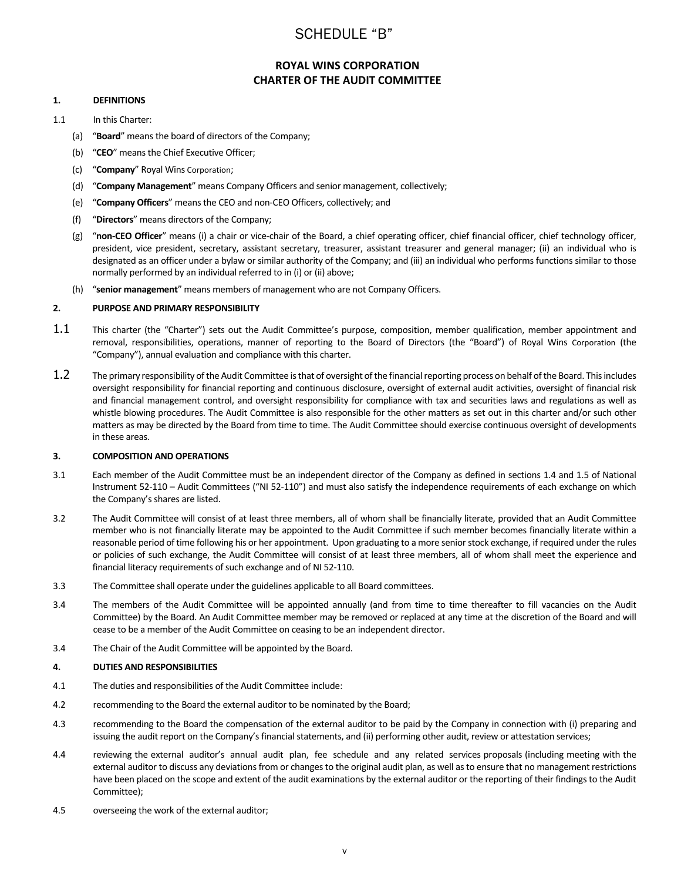# SCHEDULE "B"

## ROYAL WINS CORPORATION
## CHARTER OF THE AUDIT COMMITTEE

### 1. DEFINITIONS

1.1 In this Charter:

(a) "**Board**" means the board of directors of the Company;

(b) "**CEO**" means the Chief Executive Officer;

(c) "**Company**" Royal Wins Corporation;

(d) "**Company Management**" means Company Officers and senior management, collectively;

(e) "**Company Officers**" means the CEO and non-CEO Officers, collectively; and

(f) "**Directors**" means directors of the Company;

(g) "**non-CEO Officer**" means (i) a chair or vice-chair of the Board, a chief operating officer, chief financial officer, chief technology officer, president, vice president, secretary, assistant secretary, treasurer, assistant treasurer and general manager; (ii) an individual who is designated as an officer under a bylaw or similar authority of the Company; and (iii) an individual who performs functions similar to those normally performed by an individual referred to in (i) or (ii) above;

(h) "**senior management**" means members of management who are not Company Officers.

### 2. PURPOSE AND PRIMARY RESPONSIBILITY

1.1 This charter (the "Charter") sets out the Audit Committee's purpose, composition, member qualification, member appointment and removal, responsibilities, operations, manner of reporting to the Board of Directors (the "Board") of Royal Wins Corporation (the "Company"), annual evaluation and compliance with this charter.

1.2 The primary responsibility of the Audit Committee is that of oversight of the financial reporting process on behalf of the Board. This includes oversight responsibility for financial reporting and continuous disclosure, oversight of external audit activities, oversight of financial risk and financial management control, and oversight responsibility for compliance with tax and securities laws and regulations as well as whistle blowing procedures. The Audit Committee is also responsible for the other matters as set out in this charter and/or such other matters as may be directed by the Board from time to time. The Audit Committee should exercise continuous oversight of developments in these areas.

### 3. COMPOSITION AND OPERATIONS

3.1 Each member of the Audit Committee must be an independent director of the Company as defined in sections 1.4 and 1.5 of National Instrument 52-110 – Audit Committees ("NI 52-110") and must also satisfy the independence requirements of each exchange on which the Company's shares are listed.

3.2 The Audit Committee will consist of at least three members, all of whom shall be financially literate, provided that an Audit Committee member who is not financially literate may be appointed to the Audit Committee if such member becomes financially literate within a reasonable period of time following his or her appointment. Upon graduating to a more senior stock exchange, if required under the rules or policies of such exchange, the Audit Committee will consist of at least three members, all of whom shall meet the experience and financial literacy requirements of such exchange and of NI 52-110.

3.3 The Committee shall operate under the guidelines applicable to all Board committees.

3.4 The members of the Audit Committee will be appointed annually (and from time to time thereafter to fill vacancies on the Audit Committee) by the Board. An Audit Committee member may be removed or replaced at any time at the discretion of the Board and will cease to be a member of the Audit Committee on ceasing to be an independent director.

3.4 The Chair of the Audit Committee will be appointed by the Board.

### 4. DUTIES AND RESPONSIBILITIES

4.1 The duties and responsibilities of the Audit Committee include:

4.2 recommending to the Board the external auditor to be nominated by the Board;

4.3 recommending to the Board the compensation of the external auditor to be paid by the Company in connection with (i) preparing and issuing the audit report on the Company's financial statements, and (ii) performing other audit, review or attestation services;

4.4 reviewing the external auditor's annual audit plan, fee schedule and any related services proposals (including meeting with the external auditor to discuss any deviations from or changes to the original audit plan, as well as to ensure that no management restrictions have been placed on the scope and extent of the audit examinations by the external auditor or the reporting of their findings to the Audit Committee);

4.5 overseeing the work of the external auditor;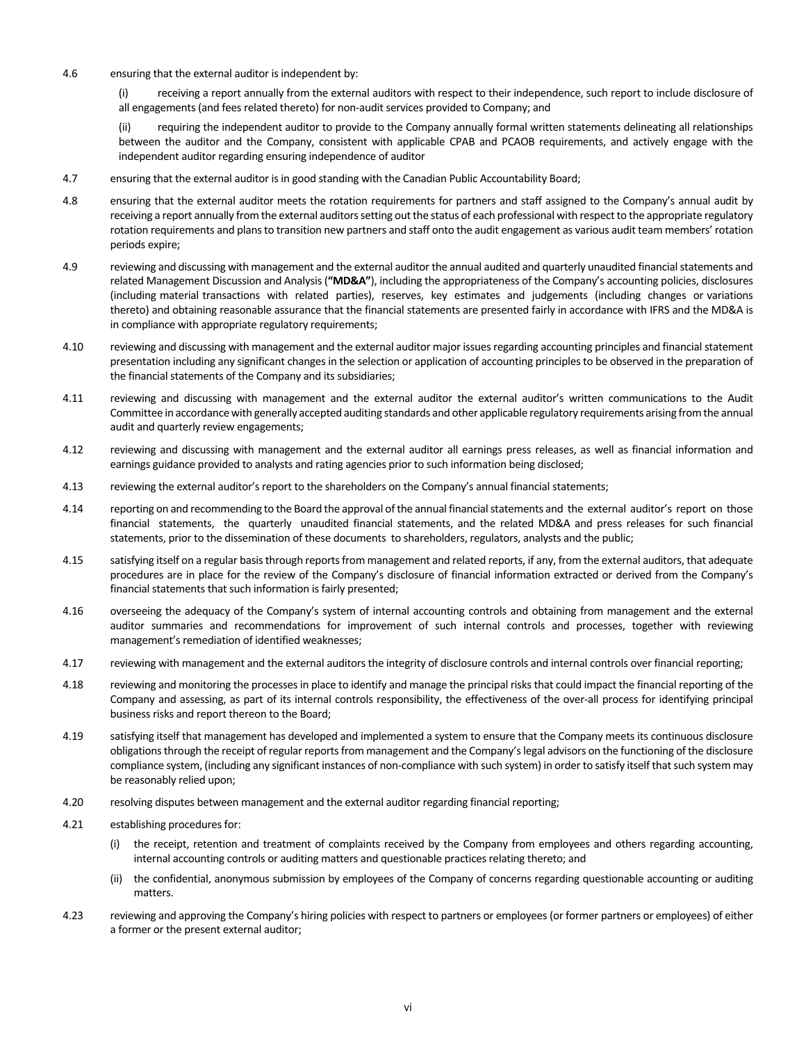4.6 ensuring that the external auditor is independent by:

(i) receiving a report annually from the external auditors with respect to their independence, such report to include disclosure of all engagements (and fees related thereto) for non-audit services provided to Company; and

(ii) requiring the independent auditor to provide to the Company annually formal written statements delineating all relationships between the auditor and the Company, consistent with applicable CPAB and PCAOB requirements, and actively engage with the independent auditor regarding ensuring independence of auditor

4.7 ensuring that the external auditor is in good standing with the Canadian Public Accountability Board;

4.8 ensuring that the external auditor meets the rotation requirements for partners and staff assigned to the Company's annual audit by receiving a report annually from the external auditors setting out the status of each professional with respect to the appropriate regulatory rotation requirements and plans to transition new partners and staff onto the audit engagement as various audit team members' rotation periods expire;

4.9 reviewing and discussing with management and the external auditor the annual audited and quarterly unaudited financial statements and related Management Discussion and Analysis (**"MD&A"**), including the appropriateness of the Company's accounting policies, disclosures (including material transactions with related parties), reserves, key estimates and judgements (including changes or variations thereto) and obtaining reasonable assurance that the financial statements are presented fairly in accordance with IFRS and the MD&A is in compliance with appropriate regulatory requirements;

4.10 reviewing and discussing with management and the external auditor major issues regarding accounting principles and financial statement presentation including any significant changes in the selection or application of accounting principles to be observed in the preparation of the financial statements of the Company and its subsidiaries;

4.11 reviewing and discussing with management and the external auditor the external auditor's written communications to the Audit Committee in accordance with generally accepted auditing standards and other applicable regulatory requirements arising from the annual audit and quarterly review engagements;

4.12 reviewing and discussing with management and the external auditor all earnings press releases, as well as financial information and earnings guidance provided to analysts and rating agencies prior to such information being disclosed;

4.13 reviewing the external auditor's report to the shareholders on the Company's annual financial statements;

4.14 reporting on and recommending to the Board the approval of the annual financial statements and the external auditor's report on those financial statements, the quarterly unaudited financial statements, and the related MD&A and press releases for such financial statements, prior to the dissemination of these documents to shareholders, regulators, analysts and the public;

4.15 satisfying itself on a regular basis through reports from management and related reports, if any, from the external auditors, that adequate procedures are in place for the review of the Company's disclosure of financial information extracted or derived from the Company's financial statements that such information is fairly presented;

4.16 overseeing the adequacy of the Company's system of internal accounting controls and obtaining from management and the external auditor summaries and recommendations for improvement of such internal controls and processes, together with reviewing management's remediation of identified weaknesses;

4.17 reviewing with management and the external auditors the integrity of disclosure controls and internal controls over financial reporting;

4.18 reviewing and monitoring the processes in place to identify and manage the principal risks that could impact the financial reporting of the Company and assessing, as part of its internal controls responsibility, the effectiveness of the over-all process for identifying principal business risks and report thereon to the Board;

4.19 satisfying itself that management has developed and implemented a system to ensure that the Company meets its continuous disclosure obligations through the receipt of regular reports from management and the Company's legal advisors on the functioning of the disclosure compliance system, (including any significant instances of non-compliance with such system) in order to satisfy itself that such system may be reasonably relied upon;

4.20 resolving disputes between management and the external auditor regarding financial reporting;

4.21 establishing procedures for:

(i) the receipt, retention and treatment of complaints received by the Company from employees and others regarding accounting, internal accounting controls or auditing matters and questionable practices relating thereto; and

(ii) the confidential, anonymous submission by employees of the Company of concerns regarding questionable accounting or auditing matters.

4.23 reviewing and approving the Company's hiring policies with respect to partners or employees (or former partners or employees) of either a former or the present external auditor;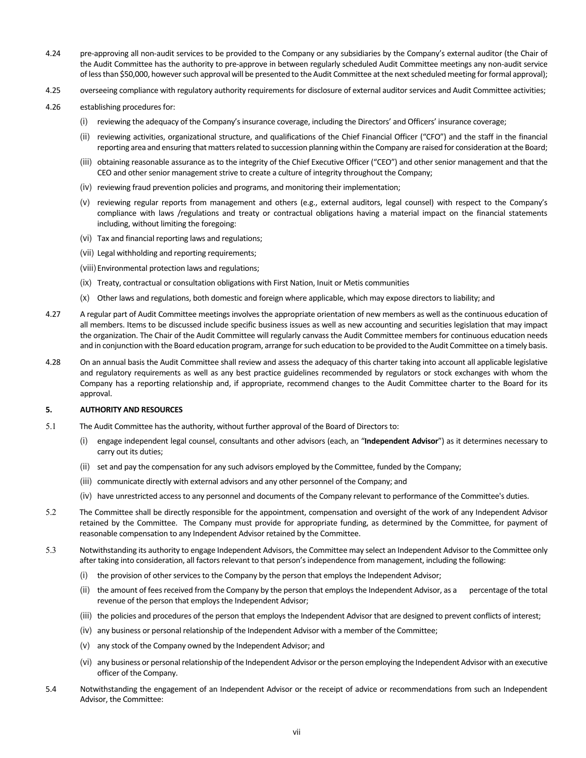4.24 pre-approving all non-audit services to be provided to the Company or any subsidiaries by the Company's external auditor (the Chair of the Audit Committee has the authority to pre-approve in between regularly scheduled Audit Committee meetings any non-audit service of less than $50,000, however such approval will be presented to the Audit Committee at the next scheduled meeting for formal approval);

4.25 overseeing compliance with regulatory authority requirements for disclosure of external auditor services and Audit Committee activities;

4.26 establishing procedures for:

(i) reviewing the adequacy of the Company's insurance coverage, including the Directors' and Officers' insurance coverage;

(ii) reviewing activities, organizational structure, and qualifications of the Chief Financial Officer ("CFO") and the staff in the financial reporting area and ensuring that matters related to succession planning within the Company are raised for consideration at the Board;

(iii) obtaining reasonable assurance as to the integrity of the Chief Executive Officer ("CEO") and other senior management and that the CEO and other senior management strive to create a culture of integrity throughout the Company;

(iv) reviewing fraud prevention policies and programs, and monitoring their implementation;

(v) reviewing regular reports from management and others (e.g., external auditors, legal counsel) with respect to the Company's compliance with laws /regulations and treaty or contractual obligations having a material impact on the financial statements including, without limiting the foregoing:

(vi) Tax and financial reporting laws and regulations;

(vii) Legal withholding and reporting requirements;

(viii) Environmental protection laws and regulations;

(ix) Treaty, contractual or consultation obligations with First Nation, Inuit or Metis communities

(x) Other laws and regulations, both domestic and foreign where applicable, which may expose directors to liability; and

4.27 A regular part of Audit Committee meetings involves the appropriate orientation of new members as well as the continuous education of all members. Items to be discussed include specific business issues as well as new accounting and securities legislation that may impact the organization. The Chair of the Audit Committee will regularly canvass the Audit Committee members for continuous education needs and in conjunction with the Board education program, arrange for such education to be provided to the Audit Committee on a timely basis.

4.28 On an annual basis the Audit Committee shall review and assess the adequacy of this charter taking into account all applicable legislative and regulatory requirements as well as any best practice guidelines recommended by regulators or stock exchanges with whom the Company has a reporting relationship and, if appropriate, recommend changes to the Audit Committee charter to the Board for its approval.

**5. AUTHORITY AND RESOURCES**

5.1 The Audit Committee has the authority, without further approval of the Board of Directors to:

(i) engage independent legal counsel, consultants and other advisors (each, an "**Independent Advisor**") as it determines necessary to carry out its duties;

(ii) set and pay the compensation for any such advisors employed by the Committee, funded by the Company;

(iii) communicate directly with external advisors and any other personnel of the Company; and

(iv) have unrestricted access to any personnel and documents of the Company relevant to performance of the Committee's duties.

5.2 The Committee shall be directly responsible for the appointment, compensation and oversight of the work of any Independent Advisor retained by the Committee. The Company must provide for appropriate funding, as determined by the Committee, for payment of reasonable compensation to any Independent Advisor retained by the Committee.

5.3 Notwithstanding its authority to engage Independent Advisors, the Committee may select an Independent Advisor to the Committee only after taking into consideration, all factors relevant to that person's independence from management, including the following:

(i) the provision of other services to the Company by the person that employs the Independent Advisor;

(ii) the amount of fees received from the Company by the person that employs the Independent Advisor, as a percentage of the total revenue of the person that employs the Independent Advisor;

(iii) the policies and procedures of the person that employs the Independent Advisor that are designed to prevent conflicts of interest;

(iv) any business or personal relationship of the Independent Advisor with a member of the Committee;

(v) any stock of the Company owned by the Independent Advisor; and

(vi) any business or personal relationship of the Independent Advisor or the person employing the Independent Advisor with an executive officer of the Company.

5.4 Notwithstanding the engagement of an Independent Advisor or the receipt of advice or recommendations from such an Independent Advisor, the Committee: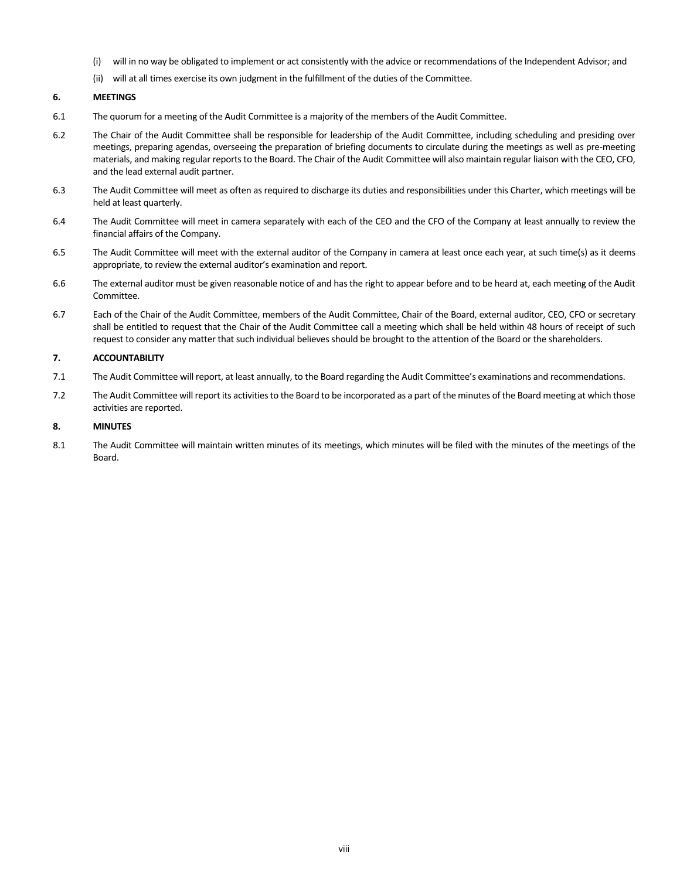(i) will in no way be obligated to implement or act consistently with the advice or recommendations of the Independent Advisor; and

(ii) will at all times exercise its own judgment in the fulfillment of the duties of the Committee.

**6. MEETINGS**

6.1 The quorum for a meeting of the Audit Committee is a majority of the members of the Audit Committee.

6.2 The Chair of the Audit Committee shall be responsible for leadership of the Audit Committee, including scheduling and presiding over meetings, preparing agendas, overseeing the preparation of briefing documents to circulate during the meetings as well as pre-meeting materials, and making regular reports to the Board. The Chair of the Audit Committee will also maintain regular liaison with the CEO, CFO, and the lead external audit partner.

6.3 The Audit Committee will meet as often as required to discharge its duties and responsibilities under this Charter, which meetings will be held at least quarterly.

6.4 The Audit Committee will meet in camera separately with each of the CEO and the CFO of the Company at least annually to review the financial affairs of the Company.

6.5 The Audit Committee will meet with the external auditor of the Company in camera at least once each year, at such time(s) as it deems appropriate, to review the external auditor's examination and report.

6.6 The external auditor must be given reasonable notice of and has the right to appear before and to be heard at, each meeting of the Audit Committee.

6.7 Each of the Chair of the Audit Committee, members of the Audit Committee, Chair of the Board, external auditor, CEO, CFO or secretary shall be entitled to request that the Chair of the Audit Committee call a meeting which shall be held within 48 hours of receipt of such request to consider any matter that such individual believes should be brought to the attention of the Board or the shareholders.

**7. ACCOUNTABILITY**

7.1 The Audit Committee will report, at least annually, to the Board regarding the Audit Committee's examinations and recommendations.

7.2 The Audit Committee will report its activities to the Board to be incorporated as a part of the minutes of the Board meeting at which those activities are reported.

**8. MINUTES**

8.1 The Audit Committee will maintain written minutes of its meetings, which minutes will be filed with the minutes of the meetings of the Board.